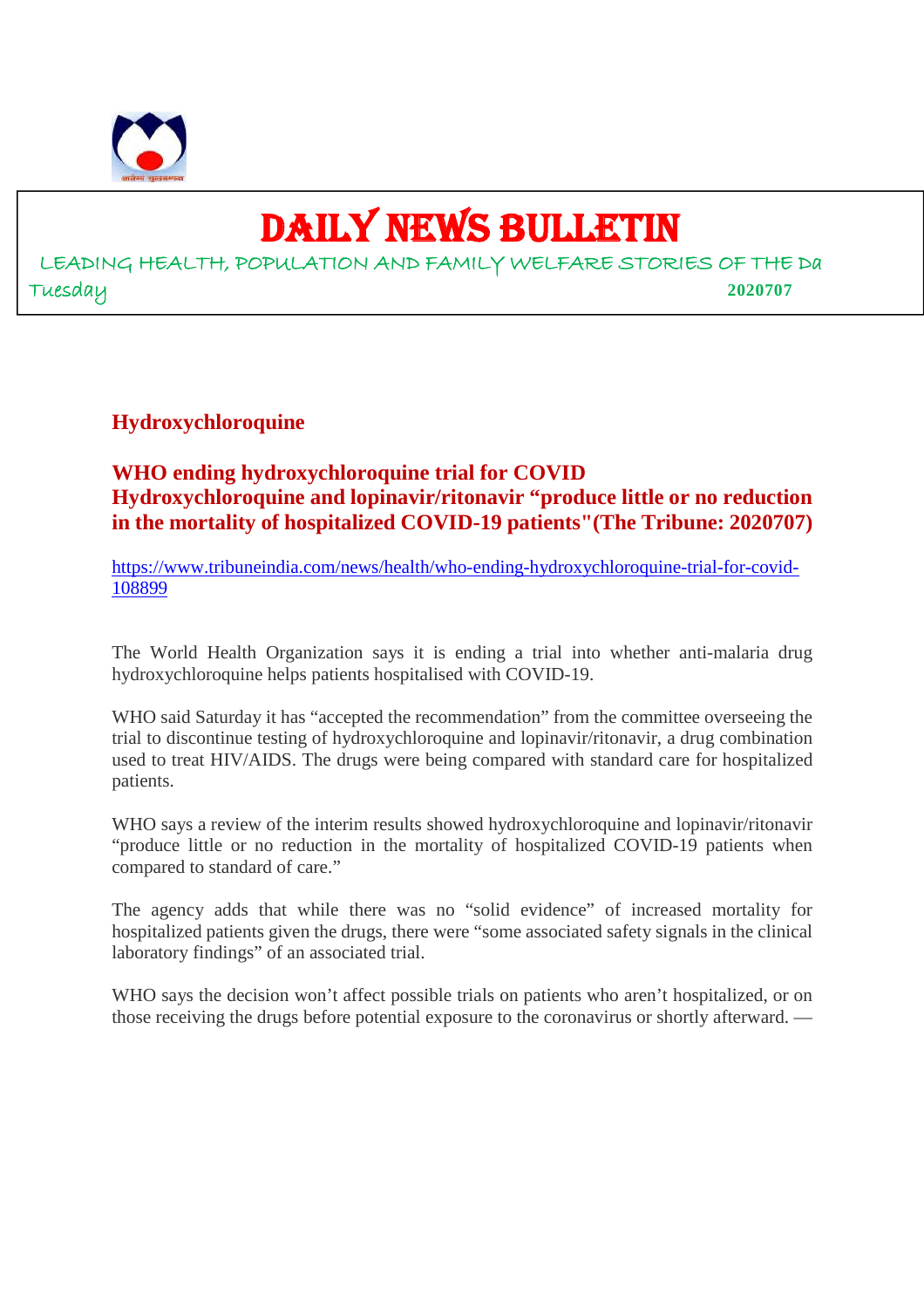# DAILY NEWS BULLETIN

LEADING HEALTH, POPULATION AND FAMILY WELFARE STORIES OF THE Da

Tuesday **2020707**

## Hydroxychloroquine

### WHO ending hydroxychloroquine trial for COVID Hydroxychloroquine and lopinavir/ritonavir "produce little or no reduction in the mortality of hospitalized COVID-19 patients"(The Tribune: 2020707)

https://www.tribuneindia.com/news/health/who-ending-hydroxychloroquine-trial-for-covid-108899

The World Health Organization says it is ending a trial into whether anti-malaria drug hydroxychloroquine helps patients hospitalised with COVID-19.

WHO said Saturday it has "accepted the recommendation" from the committee overseeing the trial to discontinue testing of hydroxychloroquine and lopinavir/ritonavir, a drug combination used to treat HIV/AIDS. The drugs were being compared with standard care for hospitalized patients.

WHO says a review of the interim results showed hydroxychloroquine and lopinavir/ritonavir "produce little or no reduction in the mortality of hospitalized COVID-19 patients when compared to standard of care."

The agency adds that while there was no "solid evidence" of increased mortality for hospitalized patients given the drugs, there were "some associated safety signals in the clinical laboratory findings" of an associated trial.

WHO says the decision won't affect possible trials on patients who aren't hospitalized, or on those receiving the drugs before potential exposure to the coronavirus or shortly afterward. —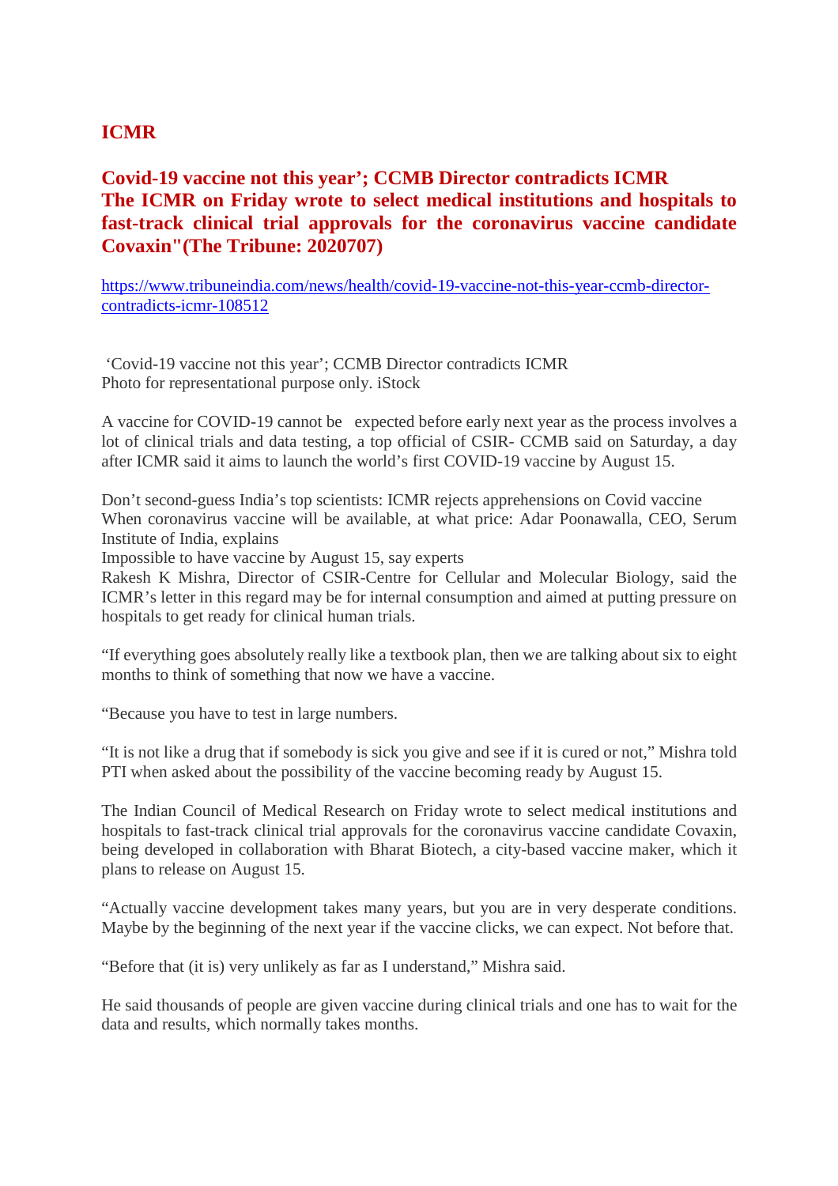## ICMR

**Covid-19 vaccine not this year'; CCMB Director contradicts ICMR**
**The ICMR on Friday wrote to select medical institutions and hospitals to fast-track clinical trial approvals for the coronavirus vaccine candidate Covaxin"(The Tribune: 2020707)**

https://www.tribuneindia.com/news/health/covid-19-vaccine-not-this-year-ccmb-director-contradicts-icmr-108512

'Covid-19 vaccine not this year'; CCMB Director contradicts ICMR
Photo for representational purpose only. iStock

A vaccine for COVID-19 cannot be expected before early next year as the process involves a lot of clinical trials and data testing, a top official of CSIR- CCMB said on Saturday, a day after ICMR said it aims to launch the world's first COVID-19 vaccine by August 15.

Don't second-guess India's top scientists: ICMR rejects apprehensions on Covid vaccine
When coronavirus vaccine will be available, at what price: Adar Poonawalla, CEO, Serum Institute of India, explains
Impossible to have vaccine by August 15, say experts
Rakesh K Mishra, Director of CSIR-Centre for Cellular and Molecular Biology, said the ICMR's letter in this regard may be for internal consumption and aimed at putting pressure on hospitals to get ready for clinical human trials.

"If everything goes absolutely really like a textbook plan, then we are talking about six to eight months to think of something that now we have a vaccine.

"Because you have to test in large numbers.

"It is not like a drug that if somebody is sick you give and see if it is cured or not," Mishra told PTI when asked about the possibility of the vaccine becoming ready by August 15.

The Indian Council of Medical Research on Friday wrote to select medical institutions and hospitals to fast-track clinical trial approvals for the coronavirus vaccine candidate Covaxin, being developed in collaboration with Bharat Biotech, a city-based vaccine maker, which it plans to release on August 15.

"Actually vaccine development takes many years, but you are in very desperate conditions. Maybe by the beginning of the next year if the vaccine clicks, we can expect. Not before that.

"Before that (it is) very unlikely as far as I understand," Mishra said.

He said thousands of people are given vaccine during clinical trials and one has to wait for the data and results, which normally takes months.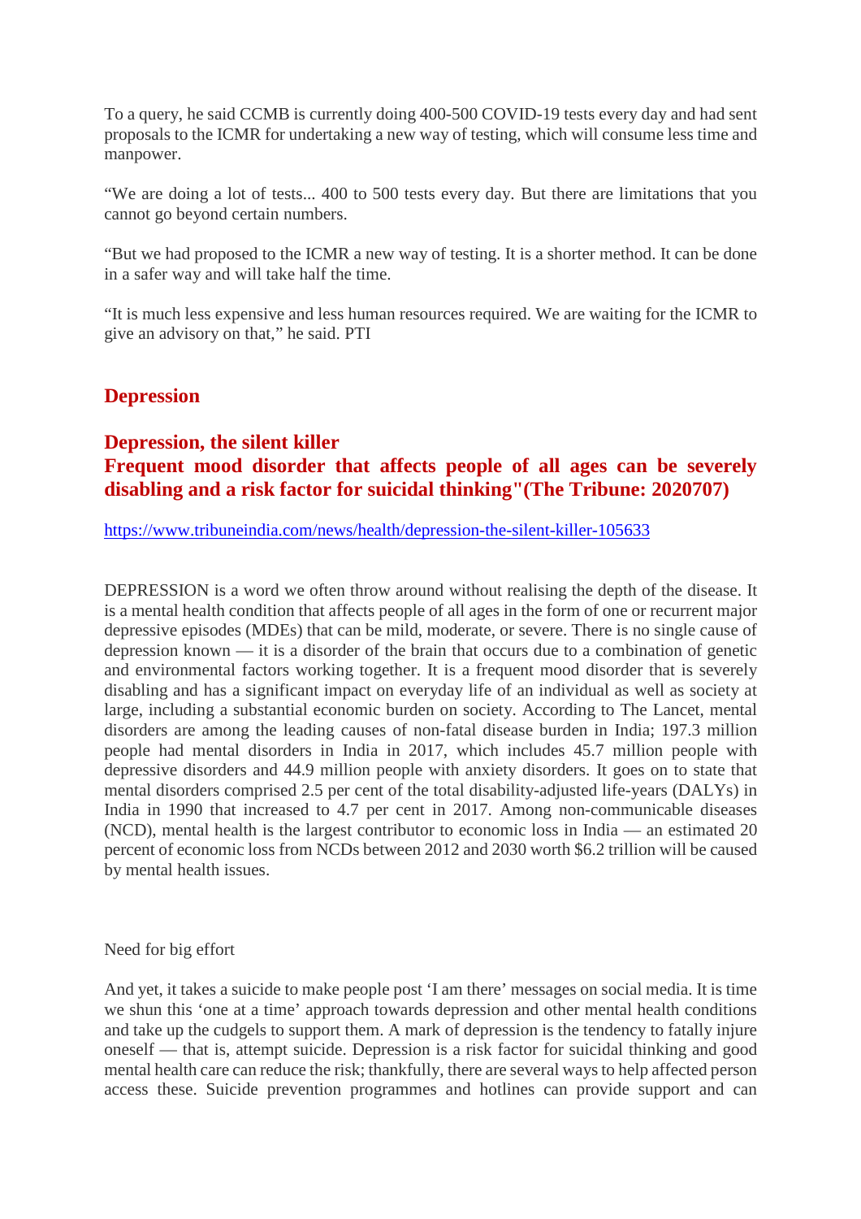To a query, he said CCMB is currently doing 400-500 COVID-19 tests every day and had sent proposals to the ICMR for undertaking a new way of testing, which will consume less time and manpower.

"We are doing a lot of tests... 400 to 500 tests every day. But there are limitations that you cannot go beyond certain numbers.

"But we had proposed to the ICMR a new way of testing. It is a shorter method. It can be done in a safer way and will take half the time.

"It is much less expensive and less human resources required. We are waiting for the ICMR to give an advisory on that," he said. PTI

## Depression

### Depression, the silent killer
### Frequent mood disorder that affects people of all ages can be severely disabling and a risk factor for suicidal thinking"(The Tribune: 2020707)

https://www.tribuneindia.com/news/health/depression-the-silent-killer-105633

DEPRESSION is a word we often throw around without realising the depth of the disease. It is a mental health condition that affects people of all ages in the form of one or recurrent major depressive episodes (MDEs) that can be mild, moderate, or severe. There is no single cause of depression known — it is a disorder of the brain that occurs due to a combination of genetic and environmental factors working together. It is a frequent mood disorder that is severely disabling and has a significant impact on everyday life of an individual as well as society at large, including a substantial economic burden on society. According to The Lancet, mental disorders are among the leading causes of non-fatal disease burden in India; 197.3 million people had mental disorders in India in 2017, which includes 45.7 million people with depressive disorders and 44.9 million people with anxiety disorders. It goes on to state that mental disorders comprised 2.5 per cent of the total disability-adjusted life-years (DALYs) in India in 1990 that increased to 4.7 per cent in 2017. Among non-communicable diseases (NCD), mental health is the largest contributor to economic loss in India — an estimated 20 percent of economic loss from NCDs between 2012 and 2030 worth $6.2 trillion will be caused by mental health issues.

Need for big effort

And yet, it takes a suicide to make people post 'I am there' messages on social media. It is time we shun this 'one at a time' approach towards depression and other mental health conditions and take up the cudgels to support them. A mark of depression is the tendency to fatally injure oneself — that is, attempt suicide. Depression is a risk factor for suicidal thinking and good mental health care can reduce the risk; thankfully, there are several ways to help affected person access these. Suicide prevention programmes and hotlines can provide support and can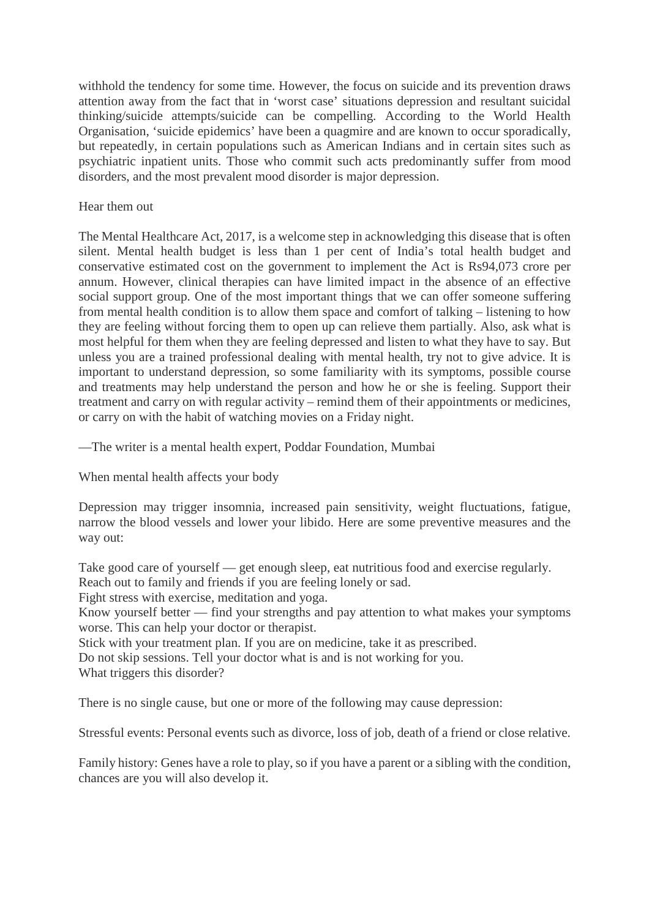withhold the tendency for some time. However, the focus on suicide and its prevention draws attention away from the fact that in 'worst case' situations depression and resultant suicidal thinking/suicide attempts/suicide can be compelling. According to the World Health Organisation, 'suicide epidemics' have been a quagmire and are known to occur sporadically, but repeatedly, in certain populations such as American Indians and in certain sites such as psychiatric inpatient units. Those who commit such acts predominantly suffer from mood disorders, and the most prevalent mood disorder is major depression.

## Hear them out

The Mental Healthcare Act, 2017, is a welcome step in acknowledging this disease that is often silent. Mental health budget is less than 1 per cent of India's total health budget and conservative estimated cost on the government to implement the Act is Rs94,073 crore per annum. However, clinical therapies can have limited impact in the absence of an effective social support group. One of the most important things that we can offer someone suffering from mental health condition is to allow them space and comfort of talking – listening to how they are feeling without forcing them to open up can relieve them partially. Also, ask what is most helpful for them when they are feeling depressed and listen to what they have to say. But unless you are a trained professional dealing with mental health, try not to give advice. It is important to understand depression, so some familiarity with its symptoms, possible course and treatments may help understand the person and how he or she is feeling. Support their treatment and carry on with regular activity – remind them of their appointments or medicines, or carry on with the habit of watching movies on a Friday night.

—The writer is a mental health expert, Poddar Foundation, Mumbai

## When mental health affects your body

Depression may trigger insomnia, increased pain sensitivity, weight fluctuations, fatigue, narrow the blood vessels and lower your libido. Here are some preventive measures and the way out:

Take good care of yourself — get enough sleep, eat nutritious food and exercise regularly.
Reach out to family and friends if you are feeling lonely or sad.
Fight stress with exercise, meditation and yoga.
Know yourself better — find your strengths and pay attention to what makes your symptoms worse. This can help your doctor or therapist.
Stick with your treatment plan. If you are on medicine, take it as prescribed.
Do not skip sessions. Tell your doctor what is and is not working for you.

## What triggers this disorder?

There is no single cause, but one or more of the following may cause depression:

Stressful events: Personal events such as divorce, loss of job, death of a friend or close relative.

Family history: Genes have a role to play, so if you have a parent or a sibling with the condition, chances are you will also develop it.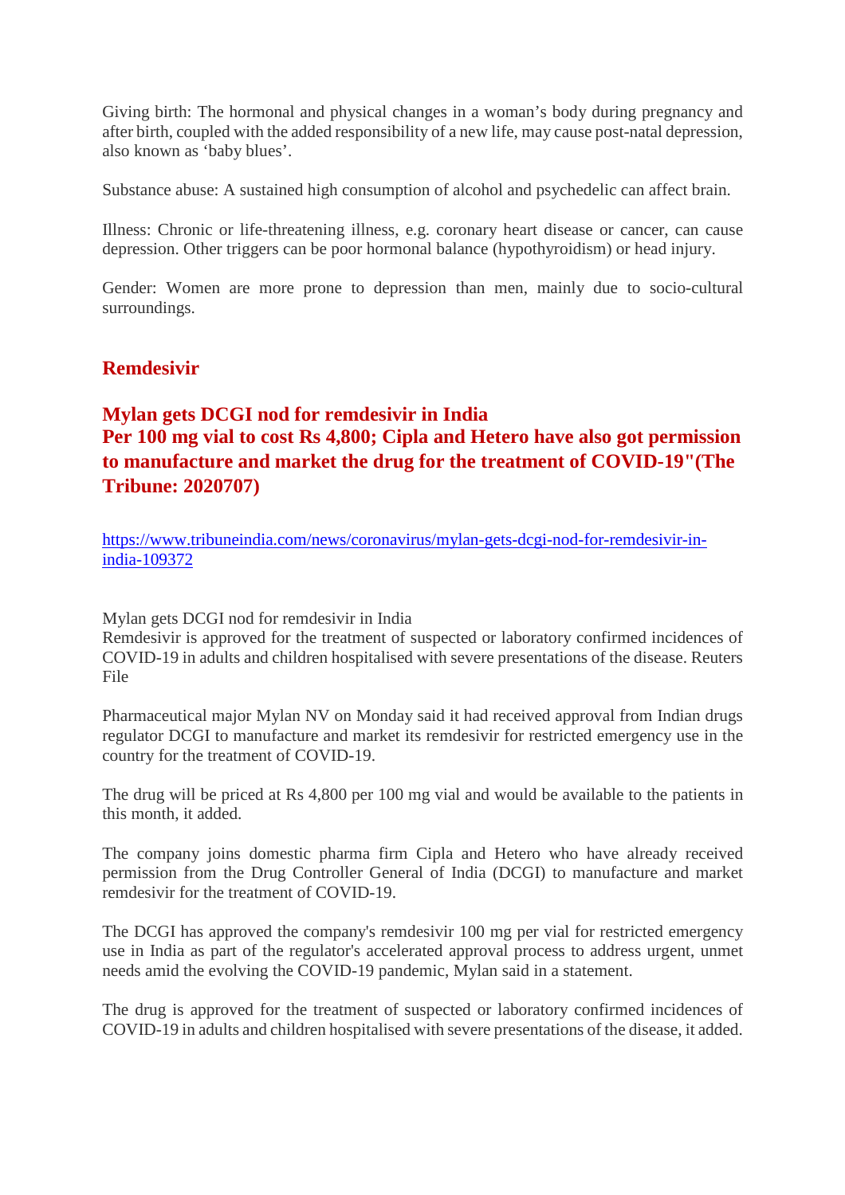Giving birth: The hormonal and physical changes in a woman's body during pregnancy and after birth, coupled with the added responsibility of a new life, may cause post-natal depression, also known as 'baby blues'.

Substance abuse: A sustained high consumption of alcohol and psychedelic can affect brain.

Illness: Chronic or life-threatening illness, e.g. coronary heart disease or cancer, can cause depression. Other triggers can be poor hormonal balance (hypothyroidism) or head injury.

Gender: Women are more prone to depression than men, mainly due to socio-cultural surroundings.

## Remdesivir

### Mylan gets DCGI nod for remdesivir in India
### Per 100 mg vial to cost Rs 4,800; Cipla and Hetero have also got permission to manufacture and market the drug for the treatment of COVID-19"(The Tribune: 2020707)

[https://www.tribuneindia.com/news/coronavirus/mylan-gets-dcgi-nod-for-remdesivir-in-india-109372](https://www.tribuneindia.com/news/coronavirus/mylan-gets-dcgi-nod-for-remdesivir-in-india-109372)

Mylan gets DCGI nod for remdesivir in India
Remdesivir is approved for the treatment of suspected or laboratory confirmed incidences of COVID-19 in adults and children hospitalised with severe presentations of the disease. Reuters File

Pharmaceutical major Mylan NV on Monday said it had received approval from Indian drugs regulator DCGI to manufacture and market its remdesivir for restricted emergency use in the country for the treatment of COVID-19.

The drug will be priced at Rs 4,800 per 100 mg vial and would be available to the patients in this month, it added.

The company joins domestic pharma firm Cipla and Hetero who have already received permission from the Drug Controller General of India (DCGI) to manufacture and market remdesivir for the treatment of COVID-19.

The DCGI has approved the company's remdesivir 100 mg per vial for restricted emergency use in India as part of the regulator's accelerated approval process to address urgent, unmet needs amid the evolving the COVID-19 pandemic, Mylan said in a statement.

The drug is approved for the treatment of suspected or laboratory confirmed incidences of COVID-19 in adults and children hospitalised with severe presentations of the disease, it added.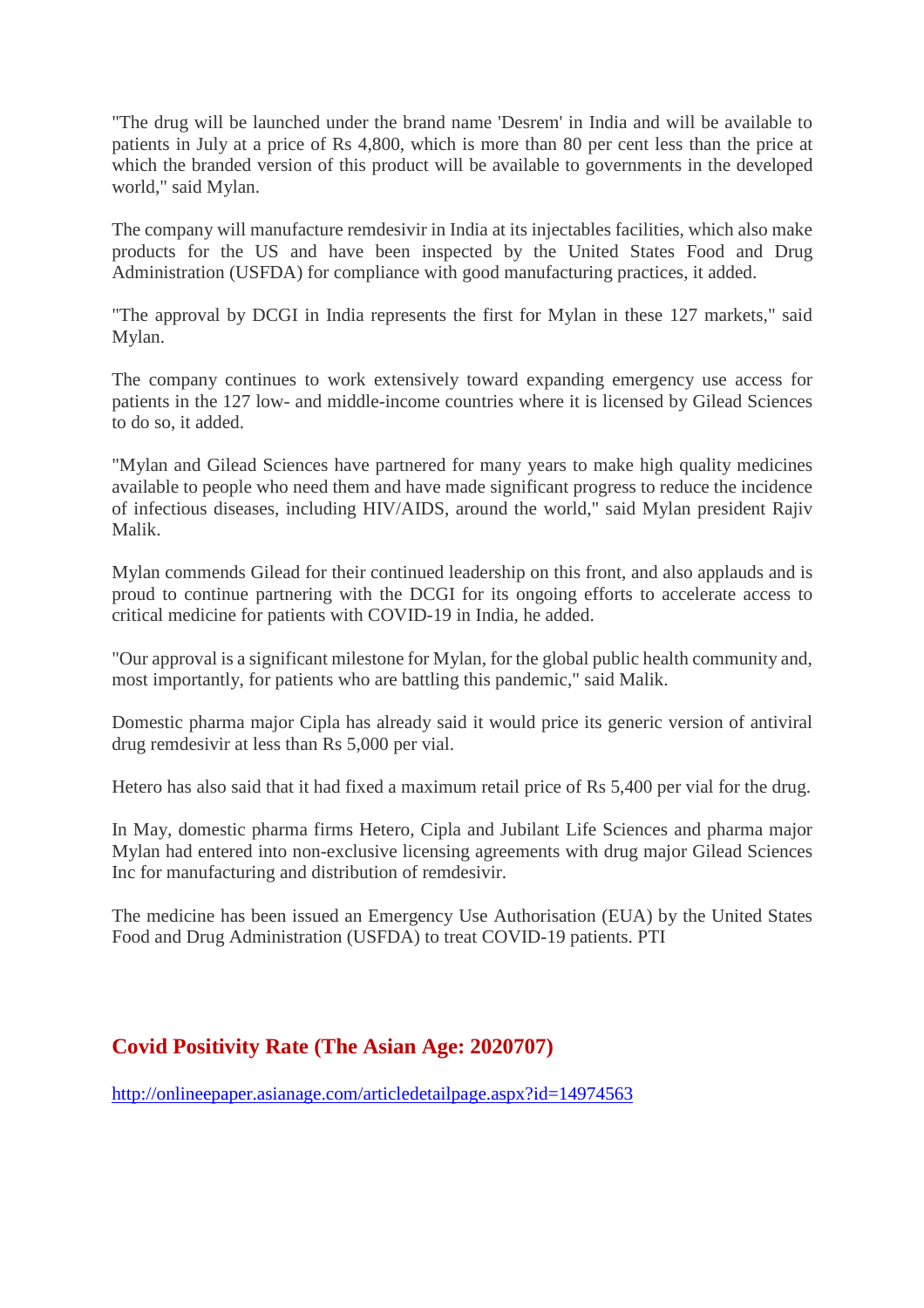"The drug will be launched under the brand name 'Desrem' in India and will be available to patients in July at a price of Rs 4,800, which is more than 80 per cent less than the price at which the branded version of this product will be available to governments in the developed world," said Mylan.

The company will manufacture remdesivir in India at its injectables facilities, which also make products for the US and have been inspected by the United States Food and Drug Administration (USFDA) for compliance with good manufacturing practices, it added.

"The approval by DCGI in India represents the first for Mylan in these 127 markets," said Mylan.

The company continues to work extensively toward expanding emergency use access for patients in the 127 low- and middle-income countries where it is licensed by Gilead Sciences to do so, it added.

"Mylan and Gilead Sciences have partnered for many years to make high quality medicines available to people who need them and have made significant progress to reduce the incidence of infectious diseases, including HIV/AIDS, around the world," said Mylan president Rajiv Malik.

Mylan commends Gilead for their continued leadership on this front, and also applauds and is proud to continue partnering with the DCGI for its ongoing efforts to accelerate access to critical medicine for patients with COVID-19 in India, he added.

"Our approval is a significant milestone for Mylan, for the global public health community and, most importantly, for patients who are battling this pandemic," said Malik.

Domestic pharma major Cipla has already said it would price its generic version of antiviral drug remdesivir at less than Rs 5,000 per vial.

Hetero has also said that it had fixed a maximum retail price of Rs 5,400 per vial for the drug.

In May, domestic pharma firms Hetero, Cipla and Jubilant Life Sciences and pharma major Mylan had entered into non-exclusive licensing agreements with drug major Gilead Sciences Inc for manufacturing and distribution of remdesivir.

The medicine has been issued an Emergency Use Authorisation (EUA) by the United States Food and Drug Administration (USFDA) to treat COVID-19 patients. PTI

## Covid Positivity Rate (The Asian Age: 2020707)

http://onlineepaper.asianage.com/articledetailpage.aspx?id=14974563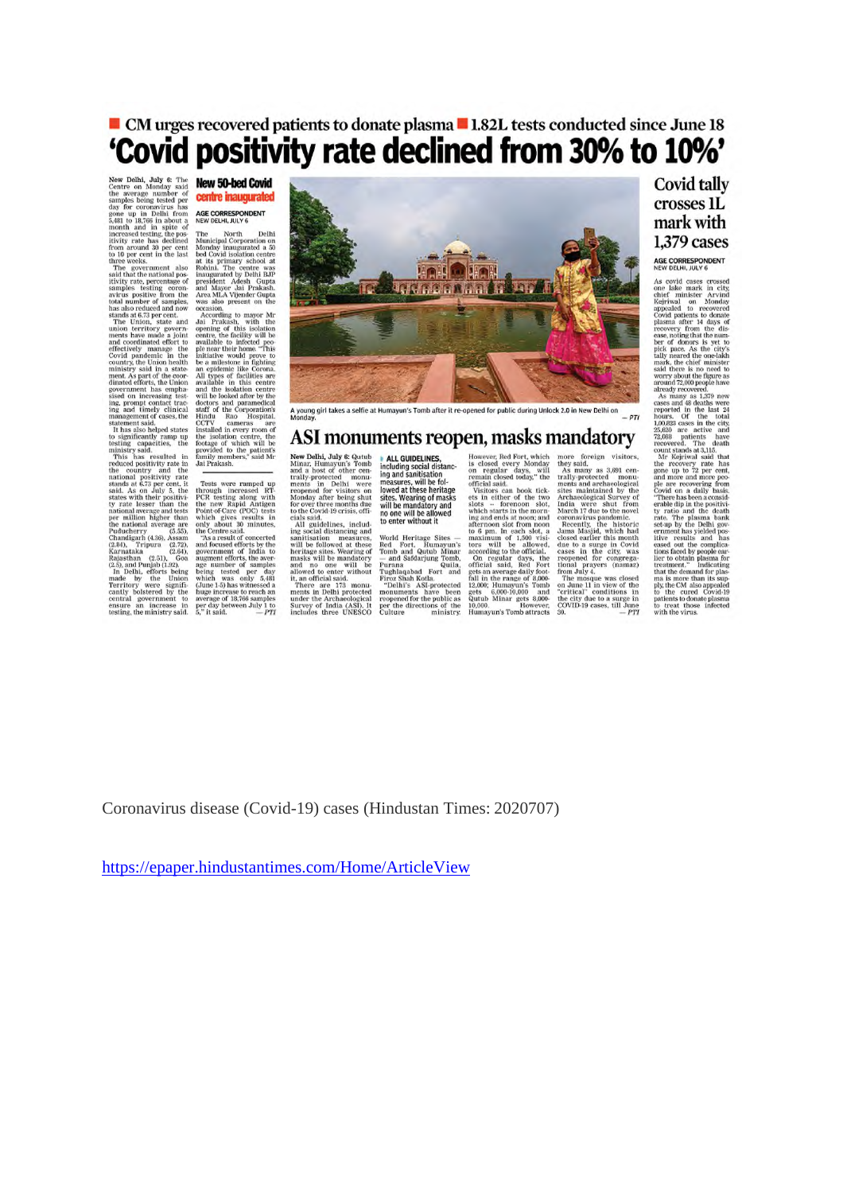■ CM urges recovered patients to donate plasma ■ 1.82L tests conducted since June 18

# 'Covid positivity rate declined from 30% to 10%'

New Delhi, July 6: The Centre on Monday said the average number of samples being tested per day for coronavirus has gone up in Delhi from 5,481 to 18,766 in about a month and in spite of increased testing, the positivity rate has declined from around 30 per cent to 10 per cent in the last three weeks.

The government also said that the national positivity rate, percentage of samples testing coronavirus positive from the total number of samples, has also reduced and now stands at 6.73 per cent.

The Union, state and union territory governments have made a joint and coordinated effort to effectively manage the Covid pandemic in the country, the Union health ministry said in a statement. As part of the coordinated efforts, the Union government has emphasised on increasing testing, prompt contact tracing and timely clinical management of cases, the statement said.

It has also helped states to significantly ramp up testing capacities, the ministry said.

This has resulted in reduced positivity rate in the country and the national positivity rate stands at 6.73 per cent, it said. As on July 5, the states with their positivity rate lesser than the national average and tests per million higher than the national average are Puducherry (5.55), Chandigarh (4.36), Assam (2.84), Tripura (2.72), Karnataka (2.64), Rajasthan (2.51), Goa (2.5), and Punjab (1.92).

In Delhi, efforts being made by the Union Territory were significantly bolstered by the central government to ensure an increase in testing, the ministry said.

Tests were ramped up through increased RT-PCR testing along with the new Rapid Antigen Point-of-Care (POC) tests which gives results in only about 30 minutes, the Centre said.

"As a result of concerted and focused efforts by the government of India to augment efforts, the average number of samples being tested per day which was only 5,481 (June 1-5) has witnessed a huge increase to reach an average of 18,766 samples per day between July 1 to 5," it said. — PTI

## New 50-bed Covid centre inaugurated

AGE CORRESPONDENT
NEW DELHI, JULY 6

The North Delhi Municipal Corporation on Monday inaugurated a 50 bed Covid isolation centre at its primary school at Rohini. The centre was inaugurated by Delhi BJP president Adesh Gupta and Mayor Jai Prakash. Area MLA Vijender Gupta was also present on the occasion.

According to mayor Mr Jai Prakash, with the opening of this isolation centre, the facility will be available to infected people near their home. "This initiative would prove to be a milestone in fighting an epidemic like Corona. All types of facilities are available in this centre and the isolation centre will be looked after by the doctors and paramedical staff of the Corporation's Hindu Rao Hospital. CCTV cameras are installed in every room of the isolation centre, the footage of which will be provided to the patient's family members," said Mr Jai Prakash.

A young girl takes a selfie at Humayun's Tomb after it re-opened for public during Unlock 2.0 in New Delhi on Monday. — PTI

## ASI monuments reopen, masks mandatory

New Delhi, July 6: Qutub Minar, Humayun's Tomb and a host of other centrally-protected monuments in Delhi were reopened for visitors on Monday after being shut for over three months due to the Covid-19 crisis, officials said.

**ALL GUIDELINES, including social distancing and sanitisation measures, will be followed at these heritage sites. Wearing of masks will be mandatory and no one will be allowed to enter without it**

All guidelines, including social distancing and sanitisation measures, will be followed at these heritage sites. Wearing of masks will be mandatory and no one will be allowed to enter without it, an official said.

There are 173 monuments in Delhi protected under the Archaeological Survey of India (ASI). It includes three UNESCO World Heritage Sites — Red Fort, Humayun's Tomb and Qutub Minar — and Safdarjung Tomb, Purana Quila, Tughlaqabad Fort and Firoz Shah Kotla.

"Delhi's ASI-protected monuments have been reopened for the public as per the directions of the Culture ministry. However, Red Fort, which is closed every Monday on regular days, will remain closed today," the official said.

Visitors can book tickets in either of the two slots — forenoon slot, which starts in the morning and ends at noon; and afternoon slot from noon to 6 pm. In each slot, a maximum of 1,500 visitors will be allowed, according to the official.

On regular days, the official said, Red Fort gets an average daily footfall in the range of 8,000-12,000; Humayun's Tomb gets 6,000-10,000 and Qutub Minar gets 8,000-10,000. However, Humayun's Tomb attracts more foreign visitors, they said.

As many as 3,691 centrally-protected monuments and archaeological sites maintained by the Archaeological Survey of India were shut from March 17 due to the novel coronavirus pandemic.

Recently, the historic Jama Masjid, which had closed earlier this month due to a surge in Covid cases in the city, was reopened for congregational prayers (namaz) from July 4.

The mosque was closed on June 11 in view of the "critical" conditions in the city due to a surge in COVID-19 cases, till June 30. — PTI

## Covid tally crosses 1L mark with 1,379 cases

AGE CORRESPONDENT
NEW DELHI, JULY 6

As covid cases crossed one lake mark in city, chief minister Arvind Kejriwal on Monday appealed to recovered Covid patients to donate plasma after 14 days of recovery from the disease, noting that the number of donors is yet to pick pace. As the city's tally neared the one-lakh mark, the chief minister said there is no need to worry about the figure as around 72,000 people have already recovered.

As many as 1,379 new cases and 48 deaths were reported in the last 24 hours. Of the total 1,00,823 cases in the city, 25,620 are active and 72,088 patients have recovered. The death count stands at 3,115.

Mr Kejriwal said that the recovery rate has gone up to 72 per cent, and more and more people are recovering from Covid on a daily basis. "There has been a considerable dip in the positivity ratio and the death rate. The plasma bank set-up by the Delhi government has yielded positive results and has eased out the complications faced by people earlier to obtain plasma for treatment." indicating that the demand for plasma is more than its supply, the CM also appealed to the cured Covid-19 patients to donate plasma to treat those infected with the virus.

Coronavirus disease (Covid-19) cases (Hindustan Times: 2020707)

https://epaper.hindustantimes.com/Home/ArticleView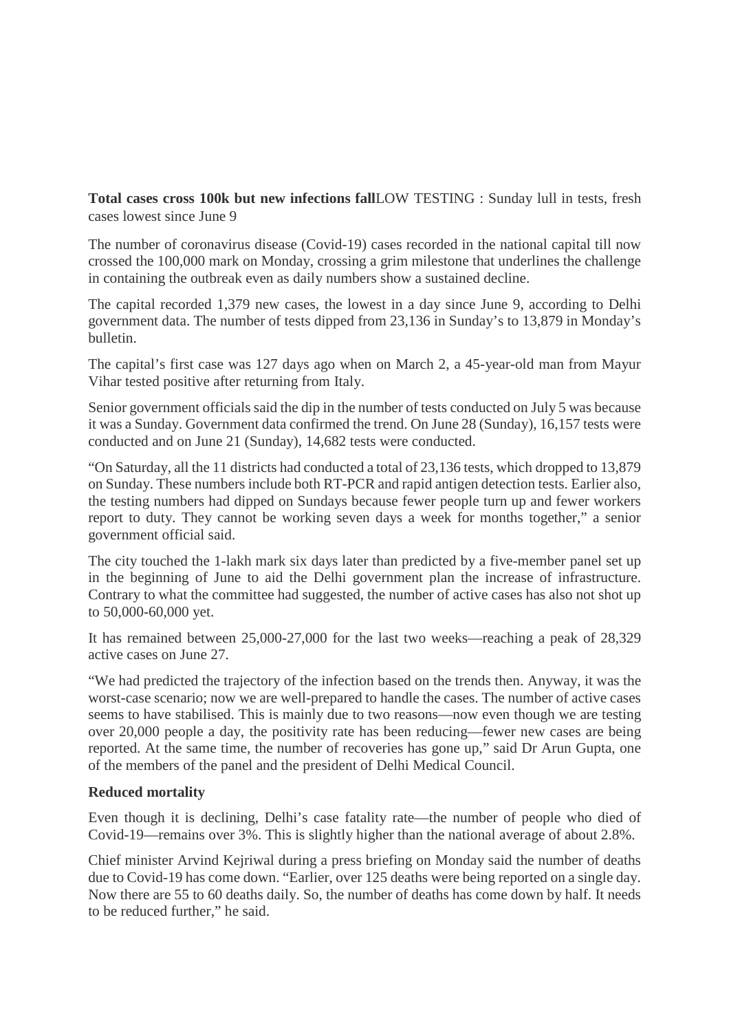**Total cases cross 100k but new infections fall**LOW TESTING : Sunday lull in tests, fresh cases lowest since June 9

The number of coronavirus disease (Covid-19) cases recorded in the national capital till now crossed the 100,000 mark on Monday, crossing a grim milestone that underlines the challenge in containing the outbreak even as daily numbers show a sustained decline.

The capital recorded 1,379 new cases, the lowest in a day since June 9, according to Delhi government data. The number of tests dipped from 23,136 in Sunday's to 13,879 in Monday's bulletin.

The capital's first case was 127 days ago when on March 2, a 45-year-old man from Mayur Vihar tested positive after returning from Italy.

Senior government officials said the dip in the number of tests conducted on July 5 was because it was a Sunday. Government data confirmed the trend. On June 28 (Sunday), 16,157 tests were conducted and on June 21 (Sunday), 14,682 tests were conducted.

"On Saturday, all the 11 districts had conducted a total of 23,136 tests, which dropped to 13,879 on Sunday. These numbers include both RT-PCR and rapid antigen detection tests. Earlier also, the testing numbers had dipped on Sundays because fewer people turn up and fewer workers report to duty. They cannot be working seven days a week for months together," a senior government official said.

The city touched the 1-lakh mark six days later than predicted by a five-member panel set up in the beginning of June to aid the Delhi government plan the increase of infrastructure. Contrary to what the committee had suggested, the number of active cases has also not shot up to 50,000-60,000 yet.

It has remained between 25,000-27,000 for the last two weeks—reaching a peak of 28,329 active cases on June 27.

"We had predicted the trajectory of the infection based on the trends then. Anyway, it was the worst-case scenario; now we are well-prepared to handle the cases. The number of active cases seems to have stabilised. This is mainly due to two reasons—now even though we are testing over 20,000 people a day, the positivity rate has been reducing—fewer new cases are being reported. At the same time, the number of recoveries has gone up," said Dr Arun Gupta, one of the members of the panel and the president of Delhi Medical Council.

**Reduced mortality**

Even though it is declining, Delhi's case fatality rate—the number of people who died of Covid-19—remains over 3%. This is slightly higher than the national average of about 2.8%.

Chief minister Arvind Kejriwal during a press briefing on Monday said the number of deaths due to Covid-19 has come down. "Earlier, over 125 deaths were being reported on a single day. Now there are 55 to 60 deaths daily. So, the number of deaths has come down by half. It needs to be reduced further," he said.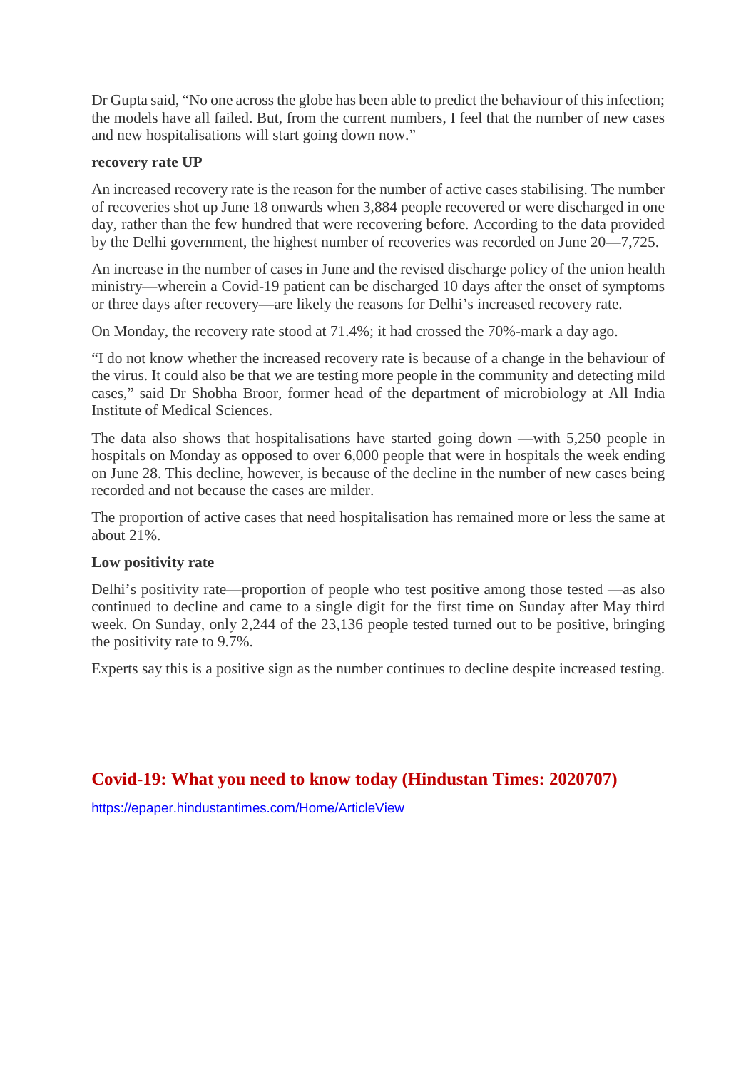Dr Gupta said, "No one across the globe has been able to predict the behaviour of this infection; the models have all failed. But, from the current numbers, I feel that the number of new cases and new hospitalisations will start going down now."

**recovery rate UP**

An increased recovery rate is the reason for the number of active cases stabilising. The number of recoveries shot up June 18 onwards when 3,884 people recovered or were discharged in one day, rather than the few hundred that were recovering before. According to the data provided by the Delhi government, the highest number of recoveries was recorded on June 20—7,725.

An increase in the number of cases in June and the revised discharge policy of the union health ministry—wherein a Covid-19 patient can be discharged 10 days after the onset of symptoms or three days after recovery—are likely the reasons for Delhi's increased recovery rate.

On Monday, the recovery rate stood at 71.4%; it had crossed the 70%-mark a day ago.

"I do not know whether the increased recovery rate is because of a change in the behaviour of the virus. It could also be that we are testing more people in the community and detecting mild cases," said Dr Shobha Broor, former head of the department of microbiology at All India Institute of Medical Sciences.

The data also shows that hospitalisations have started going down —with 5,250 people in hospitals on Monday as opposed to over 6,000 people that were in hospitals the week ending on June 28. This decline, however, is because of the decline in the number of new cases being recorded and not because the cases are milder.

The proportion of active cases that need hospitalisation has remained more or less the same at about 21%.

**Low positivity rate**

Delhi's positivity rate—proportion of people who test positive among those tested —as also continued to decline and came to a single digit for the first time on Sunday after May third week. On Sunday, only 2,244 of the 23,136 people tested turned out to be positive, bringing the positivity rate to 9.7%.

Experts say this is a positive sign as the number continues to decline despite increased testing.

## Covid-19: What you need to know today (Hindustan Times: 2020707)

https://epaper.hindustantimes.com/Home/ArticleView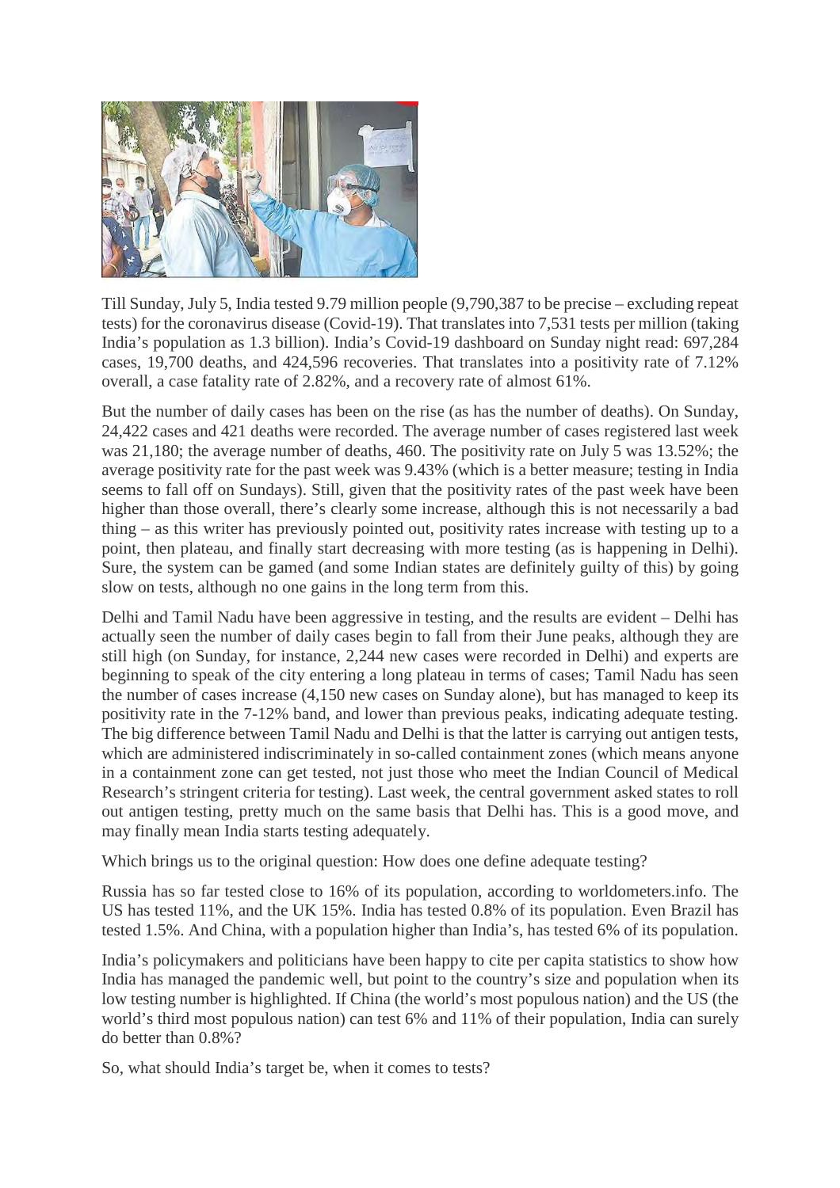Till Sunday, July 5, India tested 9.79 million people (9,790,387 to be precise – excluding repeat tests) for the coronavirus disease (Covid-19). That translates into 7,531 tests per million (taking India's population as 1.3 billion). India's Covid-19 dashboard on Sunday night read: 697,284 cases, 19,700 deaths, and 424,596 recoveries. That translates into a positivity rate of 7.12% overall, a case fatality rate of 2.82%, and a recovery rate of almost 61%.

But the number of daily cases has been on the rise (as has the number of deaths). On Sunday, 24,422 cases and 421 deaths were recorded. The average number of cases registered last week was 21,180; the average number of deaths, 460. The positivity rate on July 5 was 13.52%; the average positivity rate for the past week was 9.43% (which is a better measure; testing in India seems to fall off on Sundays). Still, given that the positivity rates of the past week have been higher than those overall, there's clearly some increase, although this is not necessarily a bad thing – as this writer has previously pointed out, positivity rates increase with testing up to a point, then plateau, and finally start decreasing with more testing (as is happening in Delhi). Sure, the system can be gamed (and some Indian states are definitely guilty of this) by going slow on tests, although no one gains in the long term from this.

Delhi and Tamil Nadu have been aggressive in testing, and the results are evident – Delhi has actually seen the number of daily cases begin to fall from their June peaks, although they are still high (on Sunday, for instance, 2,244 new cases were recorded in Delhi) and experts are beginning to speak of the city entering a long plateau in terms of cases; Tamil Nadu has seen the number of cases increase (4,150 new cases on Sunday alone), but has managed to keep its positivity rate in the 7-12% band, and lower than previous peaks, indicating adequate testing. The big difference between Tamil Nadu and Delhi is that the latter is carrying out antigen tests, which are administered indiscriminately in so-called containment zones (which means anyone in a containment zone can get tested, not just those who meet the Indian Council of Medical Research's stringent criteria for testing). Last week, the central government asked states to roll out antigen testing, pretty much on the same basis that Delhi has. This is a good move, and may finally mean India starts testing adequately.

Which brings us to the original question: How does one define adequate testing?

Russia has so far tested close to 16% of its population, according to worldometers.info. The US has tested 11%, and the UK 15%. India has tested 0.8% of its population. Even Brazil has tested 1.5%. And China, with a population higher than India's, has tested 6% of its population.

India's policymakers and politicians have been happy to cite per capita statistics to show how India has managed the pandemic well, but point to the country's size and population when its low testing number is highlighted. If China (the world's most populous nation) and the US (the world's third most populous nation) can test 6% and 11% of their population, India can surely do better than 0.8%?

So, what should India's target be, when it comes to tests?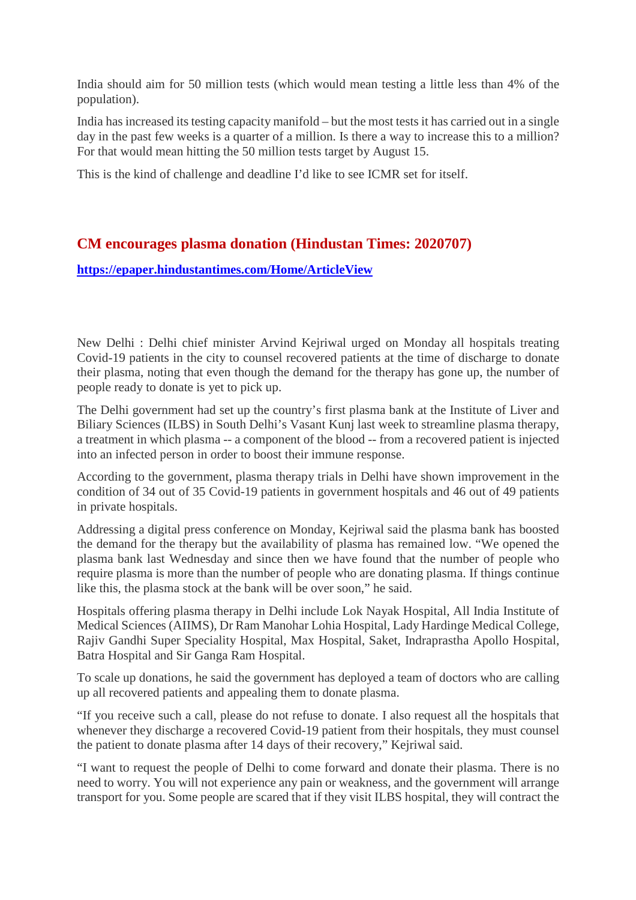India should aim for 50 million tests (which would mean testing a little less than 4% of the population).

India has increased its testing capacity manifold – but the most tests it has carried out in a single day in the past few weeks is a quarter of a million. Is there a way to increase this to a million? For that would mean hitting the 50 million tests target by August 15.

This is the kind of challenge and deadline I'd like to see ICMR set for itself.

## CM encourages plasma donation (Hindustan Times: 2020707)

**https://epaper.hindustantimes.com/Home/ArticleView**

New Delhi : Delhi chief minister Arvind Kejriwal urged on Monday all hospitals treating Covid-19 patients in the city to counsel recovered patients at the time of discharge to donate their plasma, noting that even though the demand for the therapy has gone up, the number of people ready to donate is yet to pick up.

The Delhi government had set up the country's first plasma bank at the Institute of Liver and Biliary Sciences (ILBS) in South Delhi's Vasant Kunj last week to streamline plasma therapy, a treatment in which plasma -- a component of the blood -- from a recovered patient is injected into an infected person in order to boost their immune response.

According to the government, plasma therapy trials in Delhi have shown improvement in the condition of 34 out of 35 Covid-19 patients in government hospitals and 46 out of 49 patients in private hospitals.

Addressing a digital press conference on Monday, Kejriwal said the plasma bank has boosted the demand for the therapy but the availability of plasma has remained low. "We opened the plasma bank last Wednesday and since then we have found that the number of people who require plasma is more than the number of people who are donating plasma. If things continue like this, the plasma stock at the bank will be over soon," he said.

Hospitals offering plasma therapy in Delhi include Lok Nayak Hospital, All India Institute of Medical Sciences (AIIMS), Dr Ram Manohar Lohia Hospital, Lady Hardinge Medical College, Rajiv Gandhi Super Speciality Hospital, Max Hospital, Saket, Indraprastha Apollo Hospital, Batra Hospital and Sir Ganga Ram Hospital.

To scale up donations, he said the government has deployed a team of doctors who are calling up all recovered patients and appealing them to donate plasma.

"If you receive such a call, please do not refuse to donate. I also request all the hospitals that whenever they discharge a recovered Covid-19 patient from their hospitals, they must counsel the patient to donate plasma after 14 days of their recovery," Kejriwal said.

"I want to request the people of Delhi to come forward and donate their plasma. There is no need to worry. You will not experience any pain or weakness, and the government will arrange transport for you. Some people are scared that if they visit ILBS hospital, they will contract the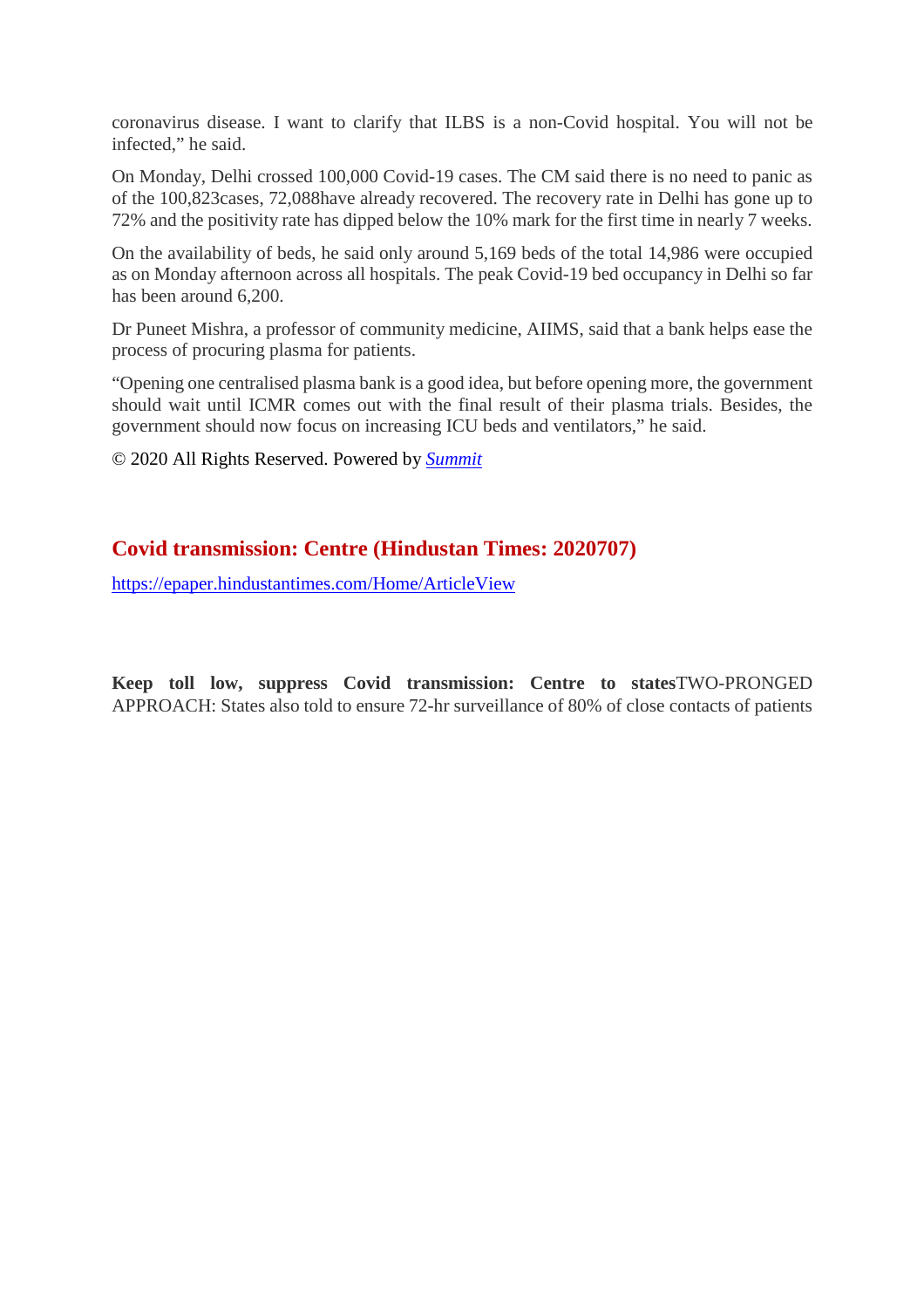coronavirus disease. I want to clarify that ILBS is a non-Covid hospital. You will not be infected," he said.

On Monday, Delhi crossed 100,000 Covid-19 cases. The CM said there is no need to panic as of the 100,823cases, 72,088have already recovered. The recovery rate in Delhi has gone up to 72% and the positivity rate has dipped below the 10% mark for the first time in nearly 7 weeks.

On the availability of beds, he said only around 5,169 beds of the total 14,986 were occupied as on Monday afternoon across all hospitals. The peak Covid-19 bed occupancy in Delhi so far has been around 6,200.

Dr Puneet Mishra, a professor of community medicine, AIIMS, said that a bank helps ease the process of procuring plasma for patients.

"Opening one centralised plasma bank is a good idea, but before opening more, the government should wait until ICMR comes out with the final result of their plasma trials. Besides, the government should now focus on increasing ICU beds and ventilators," he said.

© 2020 All Rights Reserved. Powered by *Summit*

## Covid transmission: Centre (Hindustan Times: 2020707)

https://epaper.hindustantimes.com/Home/ArticleView

**Keep toll low, suppress Covid transmission: Centre to states**TWO-PRONGED APPROACH: States also told to ensure 72-hr surveillance of 80% of close contacts of patients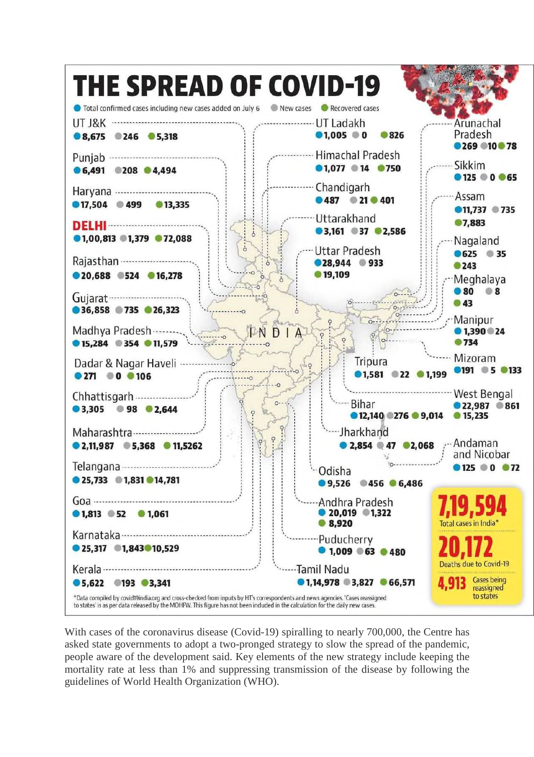# THE SPREAD OF COVID-19

Total confirmed cases including new cases added on July 6 | New cases | Recovered cases

| State/UT | Total confirmed cases | New cases | Recovered cases |
|---|---|---|---|
| UT J&K | 8,675 | 246 | 5,318 |
| Punjab | 6,491 | 208 | 4,494 |
| Haryana | 17,504 | 499 | 13,335 |
| DELHI | 1,00,813 | 1,379 | 72,088 |
| Rajasthan | 20,688 | 524 | 16,278 |
| Gujarat | 36,858 | 735 | 26,323 |
| Madhya Pradesh | 15,284 | 354 | 11,579 |
| Dadar & Nagar Haveli | 271 | 0 | 106 |
| Chhattisgarh | 3,305 | 98 | 2,644 |
| Maharashtra | 2,11,987 | 5,368 | 11,5262 |
| Telangana | 25,733 | 1,831 | 14,781 |
| Goa | 1,813 | 52 | 1,061 |
| Karnataka | 25,317 | 1,843 | 10,529 |
| Kerala | 5,622 | 193 | 3,341 |
| UT Ladakh | 1,005 | 0 | 826 |
| Himachal Pradesh | 1,077 | 14 | 750 |
| Chandigarh | 487 | 21 | 401 |
| Uttarakhand | 3,161 | 37 | 2,586 |
| Uttar Pradesh | 28,944 | 933 | 19,109 |
| Tripura | 1,581 | 22 | 1,199 |
| Bihar | 12,140 | 276 | 9,014 |
| Jharkhand | 2,854 | 47 | 2,068 |
| Odisha | 9,526 | 456 | 6,486 |
| Andhra Pradesh | 20,019 | 1,322 | 8,920 |
| Puducherry | 1,009 | 63 | 480 |
| Tamil Nadu | 1,14,978 | 3,827 | 66,571 |
| Arunachal Pradesh | 269 | 10 | 78 |
| Sikkim | 125 | 0 | 65 |
| Assam | 11,737 | 735 | 7,883 |
| Nagaland | 625 | 35 | 243 |
| Meghalaya | 80 | 8 | 43 |
| Manipur | 1,390 | 24 | 734 |
| Mizoram | 191 | 5 | 133 |
| West Bengal | 22,987 | 861 | 15,235 |
| Andaman and Nicobar | 125 | 0 | 72 |

**7,19,594** Total cases in India*

**20,172** Deaths due to Covid-19

**4,913** Cases being reassigned to states

*Data compiled by covid19india.org and cross-checked from inputs by HT's correspondents and news agencies. 'Cases reassigned to states' is as per data released by the MOHFW. This figure has not been included in the calculation for the daily new cases.

With cases of the coronavirus disease (Covid-19) spiralling to nearly 700,000, the Centre has asked state governments to adopt a two-pronged strategy to slow the spread of the pandemic, people aware of the development said. Key elements of the new strategy include keeping the mortality rate at less than 1% and suppressing transmission of the disease by following the guidelines of World Health Organization (WHO).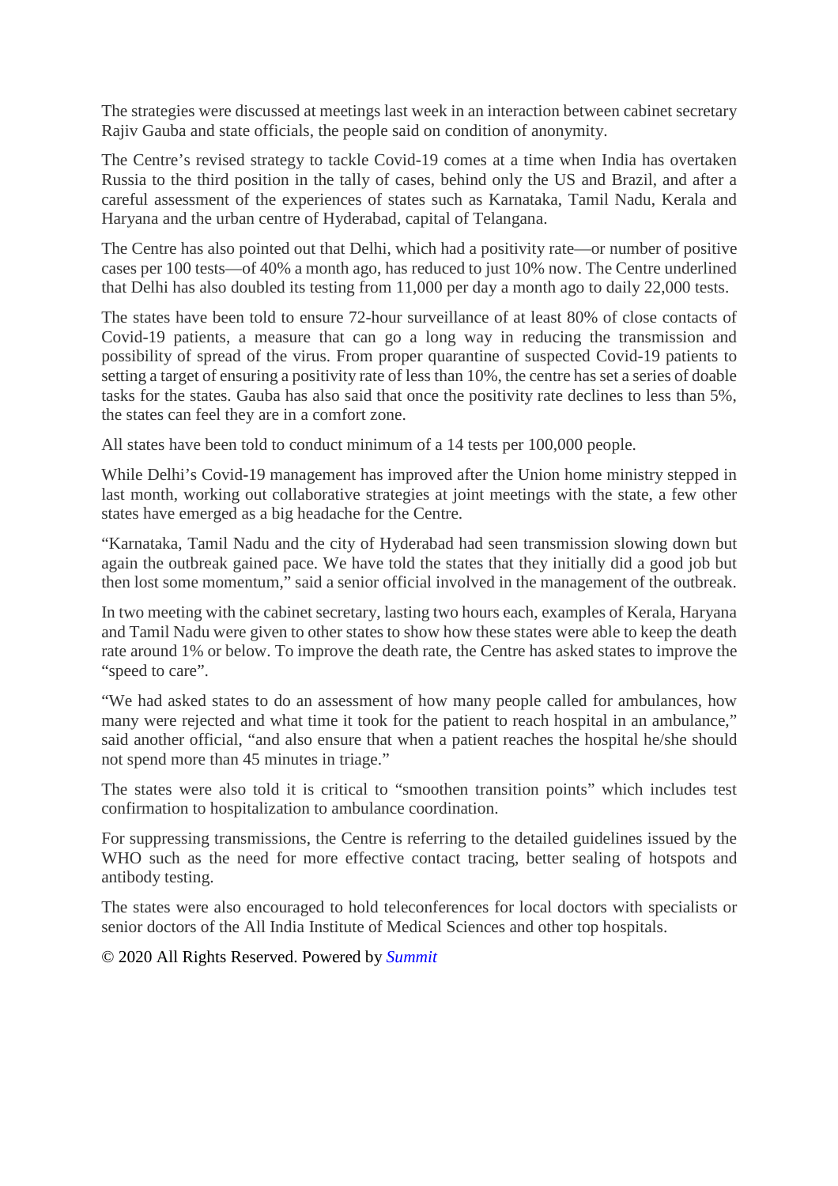The strategies were discussed at meetings last week in an interaction between cabinet secretary Rajiv Gauba and state officials, the people said on condition of anonymity.

The Centre's revised strategy to tackle Covid-19 comes at a time when India has overtaken Russia to the third position in the tally of cases, behind only the US and Brazil, and after a careful assessment of the experiences of states such as Karnataka, Tamil Nadu, Kerala and Haryana and the urban centre of Hyderabad, capital of Telangana.

The Centre has also pointed out that Delhi, which had a positivity rate—or number of positive cases per 100 tests—of 40% a month ago, has reduced to just 10% now. The Centre underlined that Delhi has also doubled its testing from 11,000 per day a month ago to daily 22,000 tests.

The states have been told to ensure 72-hour surveillance of at least 80% of close contacts of Covid-19 patients, a measure that can go a long way in reducing the transmission and possibility of spread of the virus. From proper quarantine of suspected Covid-19 patients to setting a target of ensuring a positivity rate of less than 10%, the centre has set a series of doable tasks for the states. Gauba has also said that once the positivity rate declines to less than 5%, the states can feel they are in a comfort zone.

All states have been told to conduct minimum of a 14 tests per 100,000 people.

While Delhi's Covid-19 management has improved after the Union home ministry stepped in last month, working out collaborative strategies at joint meetings with the state, a few other states have emerged as a big headache for the Centre.

"Karnataka, Tamil Nadu and the city of Hyderabad had seen transmission slowing down but again the outbreak gained pace. We have told the states that they initially did a good job but then lost some momentum," said a senior official involved in the management of the outbreak.

In two meeting with the cabinet secretary, lasting two hours each, examples of Kerala, Haryana and Tamil Nadu were given to other states to show how these states were able to keep the death rate around 1% or below. To improve the death rate, the Centre has asked states to improve the "speed to care".

"We had asked states to do an assessment of how many people called for ambulances, how many were rejected and what time it took for the patient to reach hospital in an ambulance," said another official, "and also ensure that when a patient reaches the hospital he/she should not spend more than 45 minutes in triage."

The states were also told it is critical to "smoothen transition points" which includes test confirmation to hospitalization to ambulance coordination.

For suppressing transmissions, the Centre is referring to the detailed guidelines issued by the WHO such as the need for more effective contact tracing, better sealing of hotspots and antibody testing.

The states were also encouraged to hold teleconferences for local doctors with specialists or senior doctors of the All India Institute of Medical Sciences and other top hospitals.

© 2020 All Rights Reserved. Powered by *Summit*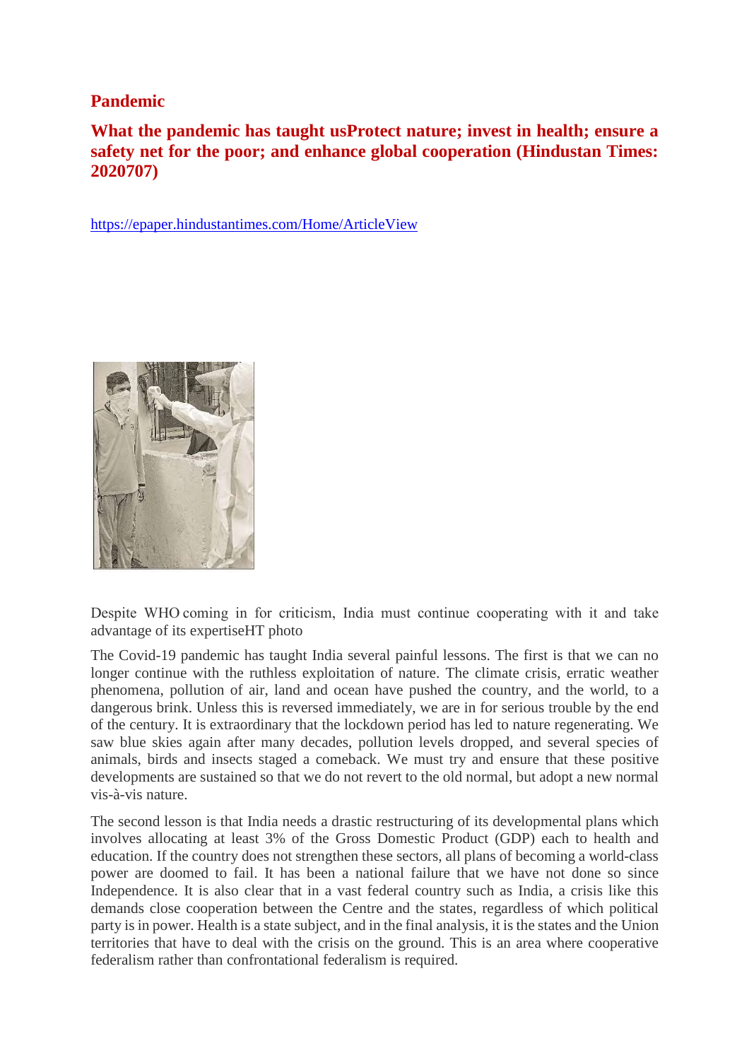## Pandemic

### What the pandemic has taught usProtect nature; invest in health; ensure a safety net for the poor; and enhance global cooperation (Hindustan Times: 2020707)

https://epaper.hindustantimes.com/Home/ArticleView

Despite WHO coming in for criticism, India must continue cooperating with it and take advantage of its expertiseHT photo

The Covid-19 pandemic has taught India several painful lessons. The first is that we can no longer continue with the ruthless exploitation of nature. The climate crisis, erratic weather phenomena, pollution of air, land and ocean have pushed the country, and the world, to a dangerous brink. Unless this is reversed immediately, we are in for serious trouble by the end of the century. It is extraordinary that the lockdown period has led to nature regenerating. We saw blue skies again after many decades, pollution levels dropped, and several species of animals, birds and insects staged a comeback. We must try and ensure that these positive developments are sustained so that we do not revert to the old normal, but adopt a new normal vis-à-vis nature.

The second lesson is that India needs a drastic restructuring of its developmental plans which involves allocating at least 3% of the Gross Domestic Product (GDP) each to health and education. If the country does not strengthen these sectors, all plans of becoming a world-class power are doomed to fail. It has been a national failure that we have not done so since Independence. It is also clear that in a vast federal country such as India, a crisis like this demands close cooperation between the Centre and the states, regardless of which political party is in power. Health is a state subject, and in the final analysis, it is the states and the Union territories that have to deal with the crisis on the ground. This is an area where cooperative federalism rather than confrontational federalism is required.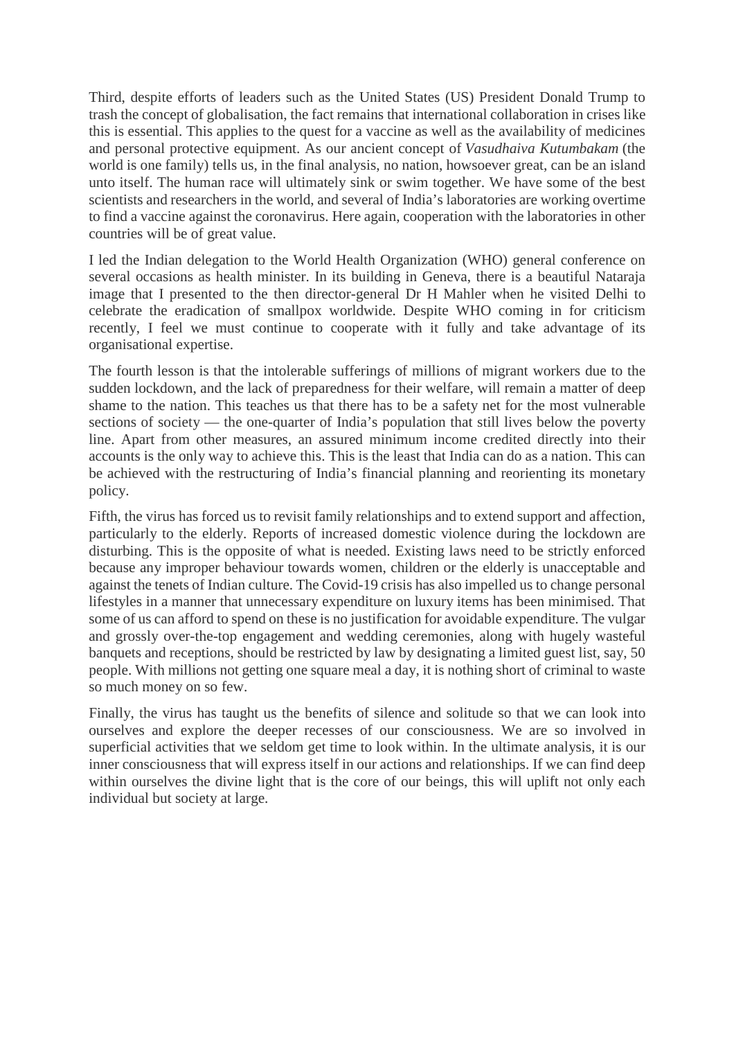Third, despite efforts of leaders such as the United States (US) President Donald Trump to trash the concept of globalisation, the fact remains that international collaboration in crises like this is essential. This applies to the quest for a vaccine as well as the availability of medicines and personal protective equipment. As our ancient concept of *Vasudhaiva Kutumbakam* (the world is one family) tells us, in the final analysis, no nation, howsoever great, can be an island unto itself. The human race will ultimately sink or swim together. We have some of the best scientists and researchers in the world, and several of India's laboratories are working overtime to find a vaccine against the coronavirus. Here again, cooperation with the laboratories in other countries will be of great value.

I led the Indian delegation to the World Health Organization (WHO) general conference on several occasions as health minister. In its building in Geneva, there is a beautiful Nataraja image that I presented to the then director-general Dr H Mahler when he visited Delhi to celebrate the eradication of smallpox worldwide. Despite WHO coming in for criticism recently, I feel we must continue to cooperate with it fully and take advantage of its organisational expertise.

The fourth lesson is that the intolerable sufferings of millions of migrant workers due to the sudden lockdown, and the lack of preparedness for their welfare, will remain a matter of deep shame to the nation. This teaches us that there has to be a safety net for the most vulnerable sections of society — the one-quarter of India's population that still lives below the poverty line. Apart from other measures, an assured minimum income credited directly into their accounts is the only way to achieve this. This is the least that India can do as a nation. This can be achieved with the restructuring of India's financial planning and reorienting its monetary policy.

Fifth, the virus has forced us to revisit family relationships and to extend support and affection, particularly to the elderly. Reports of increased domestic violence during the lockdown are disturbing. This is the opposite of what is needed. Existing laws need to be strictly enforced because any improper behaviour towards women, children or the elderly is unacceptable and against the tenets of Indian culture. The Covid-19 crisis has also impelled us to change personal lifestyles in a manner that unnecessary expenditure on luxury items has been minimised. That some of us can afford to spend on these is no justification for avoidable expenditure. The vulgar and grossly over-the-top engagement and wedding ceremonies, along with hugely wasteful banquets and receptions, should be restricted by law by designating a limited guest list, say, 50 people. With millions not getting one square meal a day, it is nothing short of criminal to waste so much money on so few.

Finally, the virus has taught us the benefits of silence and solitude so that we can look into ourselves and explore the deeper recesses of our consciousness. We are so involved in superficial activities that we seldom get time to look within. In the ultimate analysis, it is our inner consciousness that will express itself in our actions and relationships. If we can find deep within ourselves the divine light that is the core of our beings, this will uplift not only each individual but society at large.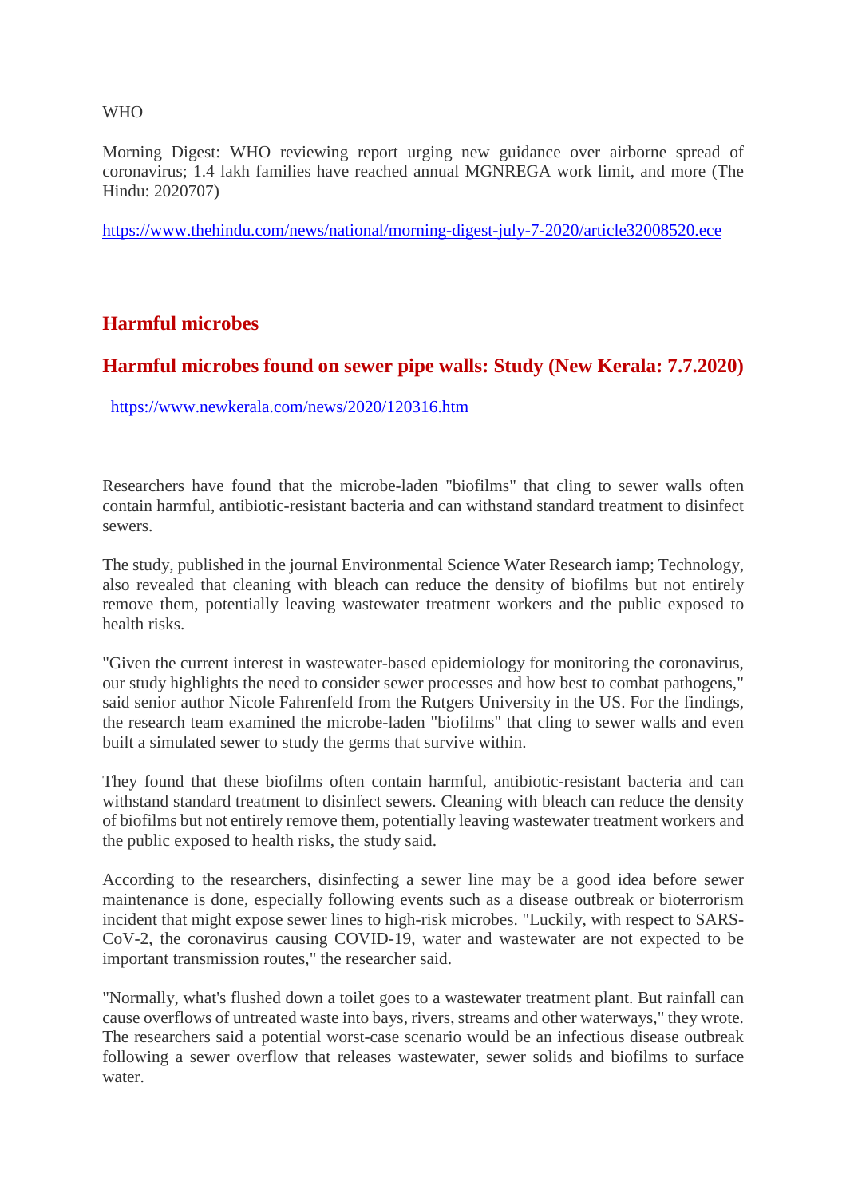WHO

Morning Digest: WHO reviewing report urging new guidance over airborne spread of coronavirus; 1.4 lakh families have reached annual MGNREGA work limit, and more (The Hindu: 2020707)

https://www.thehindu.com/news/national/morning-digest-july-7-2020/article32008520.ece

## Harmful microbes

## Harmful microbes found on sewer pipe walls: Study (New Kerala: 7.7.2020)

https://www.newkerala.com/news/2020/120316.htm

Researchers have found that the microbe-laden "biofilms" that cling to sewer walls often contain harmful, antibiotic-resistant bacteria and can withstand standard treatment to disinfect sewers.

The study, published in the journal Environmental Science Water Research iamp; Technology, also revealed that cleaning with bleach can reduce the density of biofilms but not entirely remove them, potentially leaving wastewater treatment workers and the public exposed to health risks.

"Given the current interest in wastewater-based epidemiology for monitoring the coronavirus, our study highlights the need to consider sewer processes and how best to combat pathogens," said senior author Nicole Fahrenfeld from the Rutgers University in the US. For the findings, the research team examined the microbe-laden "biofilms" that cling to sewer walls and even built a simulated sewer to study the germs that survive within.

They found that these biofilms often contain harmful, antibiotic-resistant bacteria and can withstand standard treatment to disinfect sewers. Cleaning with bleach can reduce the density of biofilms but not entirely remove them, potentially leaving wastewater treatment workers and the public exposed to health risks, the study said.

According to the researchers, disinfecting a sewer line may be a good idea before sewer maintenance is done, especially following events such as a disease outbreak or bioterrorism incident that might expose sewer lines to high-risk microbes. "Luckily, with respect to SARS-CoV-2, the coronavirus causing COVID-19, water and wastewater are not expected to be important transmission routes," the researcher said.

"Normally, what's flushed down a toilet goes to a wastewater treatment plant. But rainfall can cause overflows of untreated waste into bays, rivers, streams and other waterways," they wrote. The researchers said a potential worst-case scenario would be an infectious disease outbreak following a sewer overflow that releases wastewater, sewer solids and biofilms to surface water.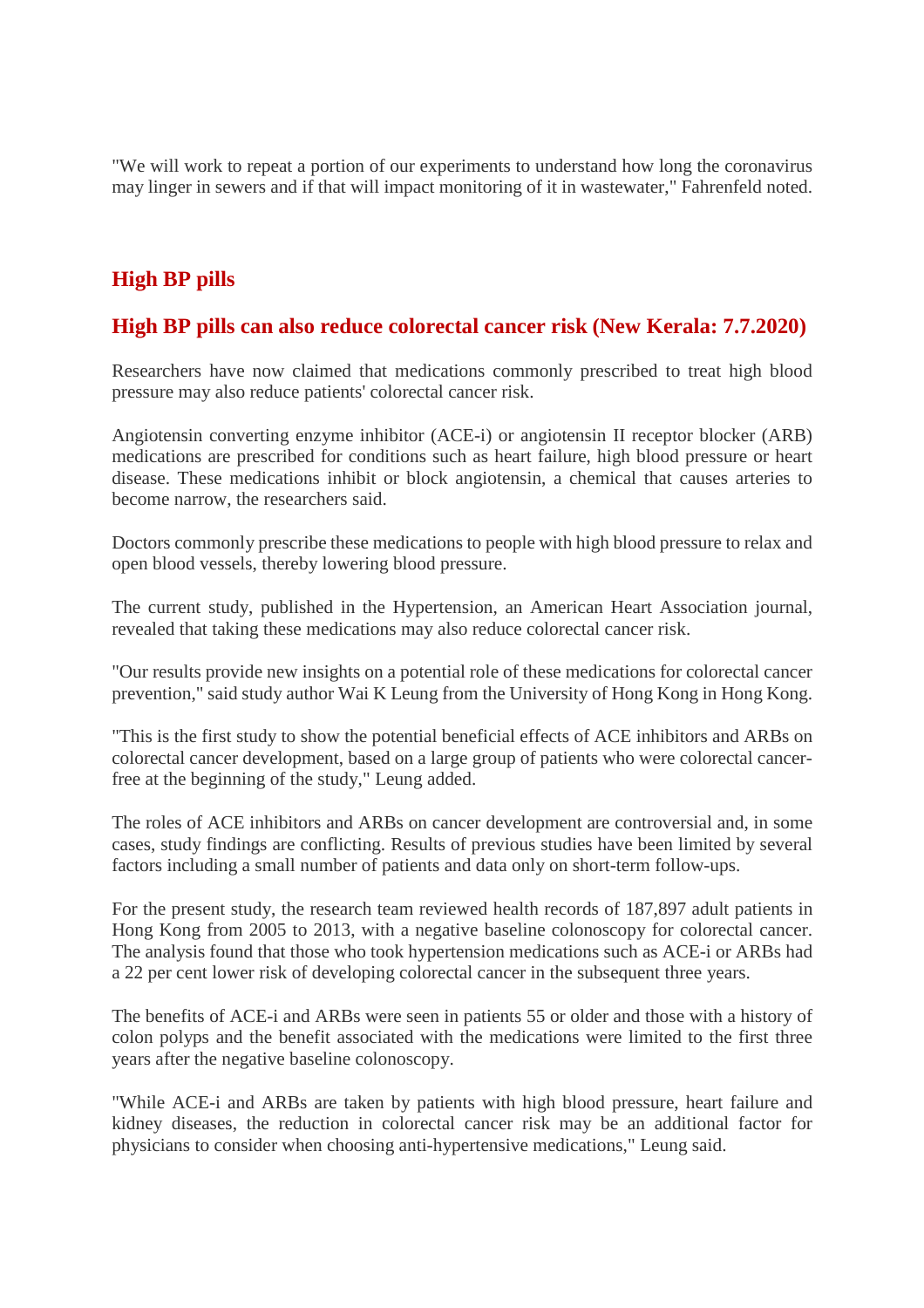"We will work to repeat a portion of our experiments to understand how long the coronavirus may linger in sewers and if that will impact monitoring of it in wastewater," Fahrenfeld noted.

## High BP pills

### High BP pills can also reduce colorectal cancer risk (New Kerala: 7.7.2020)

Researchers have now claimed that medications commonly prescribed to treat high blood pressure may also reduce patients' colorectal cancer risk.

Angiotensin converting enzyme inhibitor (ACE-i) or angiotensin II receptor blocker (ARB) medications are prescribed for conditions such as heart failure, high blood pressure or heart disease. These medications inhibit or block angiotensin, a chemical that causes arteries to become narrow, the researchers said.

Doctors commonly prescribe these medications to people with high blood pressure to relax and open blood vessels, thereby lowering blood pressure.

The current study, published in the Hypertension, an American Heart Association journal, revealed that taking these medications may also reduce colorectal cancer risk.

"Our results provide new insights on a potential role of these medications for colorectal cancer prevention," said study author Wai K Leung from the University of Hong Kong in Hong Kong.

"This is the first study to show the potential beneficial effects of ACE inhibitors and ARBs on colorectal cancer development, based on a large group of patients who were colorectal cancer-free at the beginning of the study," Leung added.

The roles of ACE inhibitors and ARBs on cancer development are controversial and, in some cases, study findings are conflicting. Results of previous studies have been limited by several factors including a small number of patients and data only on short-term follow-ups.

For the present study, the research team reviewed health records of 187,897 adult patients in Hong Kong from 2005 to 2013, with a negative baseline colonoscopy for colorectal cancer. The analysis found that those who took hypertension medications such as ACE-i or ARBs had a 22 per cent lower risk of developing colorectal cancer in the subsequent three years.

The benefits of ACE-i and ARBs were seen in patients 55 or older and those with a history of colon polyps and the benefit associated with the medications were limited to the first three years after the negative baseline colonoscopy.

"While ACE-i and ARBs are taken by patients with high blood pressure, heart failure and kidney diseases, the reduction in colorectal cancer risk may be an additional factor for physicians to consider when choosing anti-hypertensive medications," Leung said.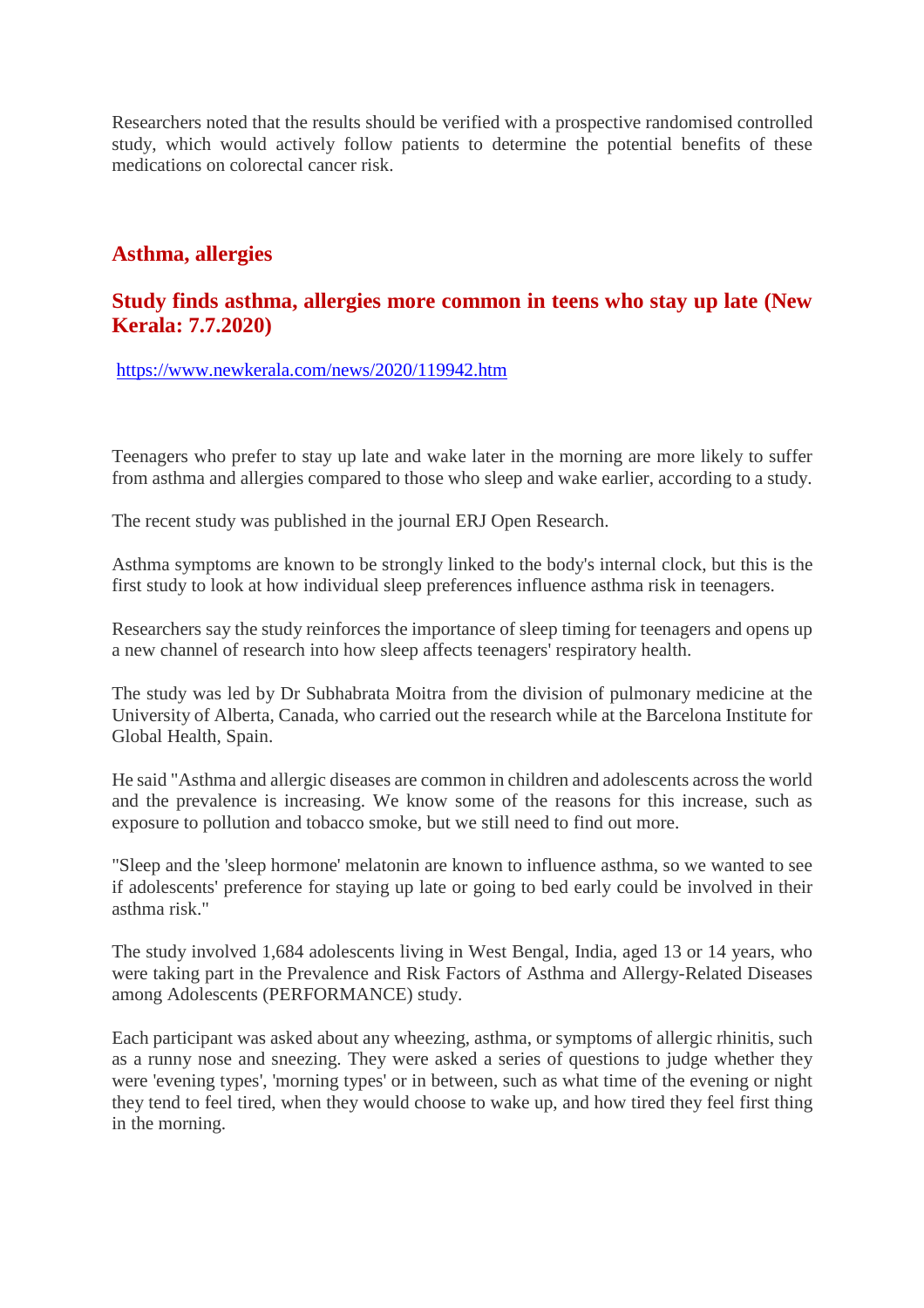Researchers noted that the results should be verified with a prospective randomised controlled study, which would actively follow patients to determine the potential benefits of these medications on colorectal cancer risk.

## Asthma, allergies

### Study finds asthma, allergies more common in teens who stay up late (New Kerala: 7.7.2020)

https://www.newkerala.com/news/2020/119942.htm

Teenagers who prefer to stay up late and wake later in the morning are more likely to suffer from asthma and allergies compared to those who sleep and wake earlier, according to a study.

The recent study was published in the journal ERJ Open Research.

Asthma symptoms are known to be strongly linked to the body's internal clock, but this is the first study to look at how individual sleep preferences influence asthma risk in teenagers.

Researchers say the study reinforces the importance of sleep timing for teenagers and opens up a new channel of research into how sleep affects teenagers' respiratory health.

The study was led by Dr Subhabrata Moitra from the division of pulmonary medicine at the University of Alberta, Canada, who carried out the research while at the Barcelona Institute for Global Health, Spain.

He said "Asthma and allergic diseases are common in children and adolescents across the world and the prevalence is increasing. We know some of the reasons for this increase, such as exposure to pollution and tobacco smoke, but we still need to find out more.

"Sleep and the 'sleep hormone' melatonin are known to influence asthma, so we wanted to see if adolescents' preference for staying up late or going to bed early could be involved in their asthma risk."

The study involved 1,684 adolescents living in West Bengal, India, aged 13 or 14 years, who were taking part in the Prevalence and Risk Factors of Asthma and Allergy-Related Diseases among Adolescents (PERFORMANCE) study.

Each participant was asked about any wheezing, asthma, or symptoms of allergic rhinitis, such as a runny nose and sneezing. They were asked a series of questions to judge whether they were 'evening types', 'morning types' or in between, such as what time of the evening or night they tend to feel tired, when they would choose to wake up, and how tired they feel first thing in the morning.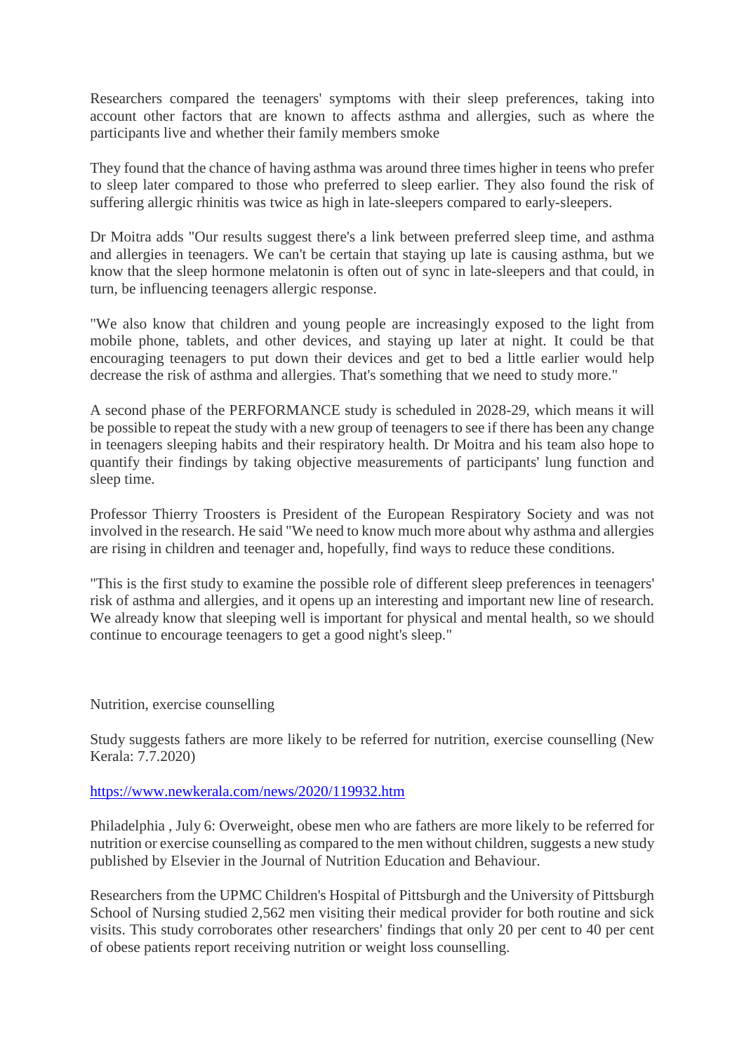Researchers compared the teenagers' symptoms with their sleep preferences, taking into account other factors that are known to affects asthma and allergies, such as where the participants live and whether their family members smoke

They found that the chance of having asthma was around three times higher in teens who prefer to sleep later compared to those who preferred to sleep earlier. They also found the risk of suffering allergic rhinitis was twice as high in late-sleepers compared to early-sleepers.

Dr Moitra adds "Our results suggest there's a link between preferred sleep time, and asthma and allergies in teenagers. We can't be certain that staying up late is causing asthma, but we know that the sleep hormone melatonin is often out of sync in late-sleepers and that could, in turn, be influencing teenagers allergic response.

"We also know that children and young people are increasingly exposed to the light from mobile phone, tablets, and other devices, and staying up later at night. It could be that encouraging teenagers to put down their devices and get to bed a little earlier would help decrease the risk of asthma and allergies. That's something that we need to study more."

A second phase of the PERFORMANCE study is scheduled in 2028-29, which means it will be possible to repeat the study with a new group of teenagers to see if there has been any change in teenagers sleeping habits and their respiratory health. Dr Moitra and his team also hope to quantify their findings by taking objective measurements of participants' lung function and sleep time.

Professor Thierry Troosters is President of the European Respiratory Society and was not involved in the research. He said "We need to know much more about why asthma and allergies are rising in children and teenager and, hopefully, find ways to reduce these conditions.

"This is the first study to examine the possible role of different sleep preferences in teenagers' risk of asthma and allergies, and it opens up an interesting and important new line of research. We already know that sleeping well is important for physical and mental health, so we should continue to encourage teenagers to get a good night's sleep."

Nutrition, exercise counselling

Study suggests fathers are more likely to be referred for nutrition, exercise counselling (New Kerala: 7.7.2020)

https://www.newkerala.com/news/2020/119932.htm

Philadelphia , July 6: Overweight, obese men who are fathers are more likely to be referred for nutrition or exercise counselling as compared to the men without children, suggests a new study published by Elsevier in the Journal of Nutrition Education and Behaviour.

Researchers from the UPMC Children's Hospital of Pittsburgh and the University of Pittsburgh School of Nursing studied 2,562 men visiting their medical provider for both routine and sick visits. This study corroborates other researchers' findings that only 20 per cent to 40 per cent of obese patients report receiving nutrition or weight loss counselling.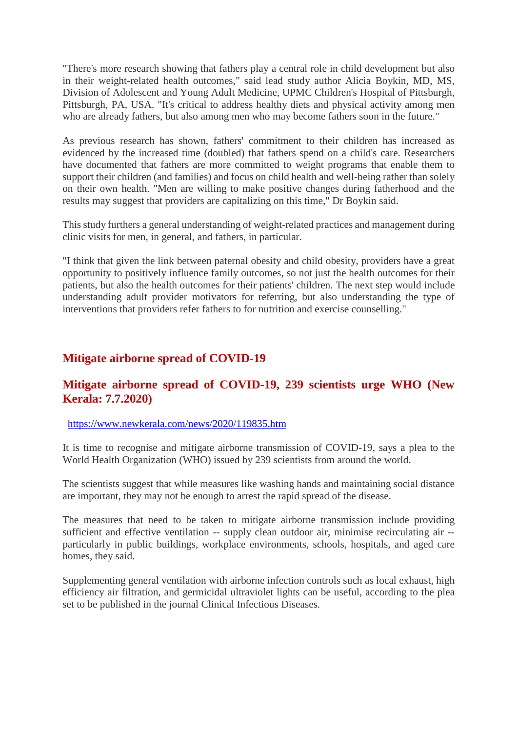"There's more research showing that fathers play a central role in child development but also in their weight-related health outcomes," said lead study author Alicia Boykin, MD, MS, Division of Adolescent and Young Adult Medicine, UPMC Children's Hospital of Pittsburgh, Pittsburgh, PA, USA. "It's critical to address healthy diets and physical activity among men who are already fathers, but also among men who may become fathers soon in the future."

As previous research has shown, fathers' commitment to their children has increased as evidenced by the increased time (doubled) that fathers spend on a child's care. Researchers have documented that fathers are more committed to weight programs that enable them to support their children (and families) and focus on child health and well-being rather than solely on their own health. "Men are willing to make positive changes during fatherhood and the results may suggest that providers are capitalizing on this time," Dr Boykin said.

This study furthers a general understanding of weight-related practices and management during clinic visits for men, in general, and fathers, in particular.

"I think that given the link between paternal obesity and child obesity, providers have a great opportunity to positively influence family outcomes, so not just the health outcomes for their patients, but also the health outcomes for their patients' children. The next step would include understanding adult provider motivators for referring, but also understanding the type of interventions that providers refer fathers to for nutrition and exercise counselling."

## Mitigate airborne spread of COVID-19

## Mitigate airborne spread of COVID-19, 239 scientists urge WHO (New Kerala: 7.7.2020)

https://www.newkerala.com/news/2020/119835.htm

It is time to recognise and mitigate airborne transmission of COVID-19, says a plea to the World Health Organization (WHO) issued by 239 scientists from around the world.

The scientists suggest that while measures like washing hands and maintaining social distance are important, they may not be enough to arrest the rapid spread of the disease.

The measures that need to be taken to mitigate airborne transmission include providing sufficient and effective ventilation -- supply clean outdoor air, minimise recirculating air -- particularly in public buildings, workplace environments, schools, hospitals, and aged care homes, they said.

Supplementing general ventilation with airborne infection controls such as local exhaust, high efficiency air filtration, and germicidal ultraviolet lights can be useful, according to the plea set to be published in the journal Clinical Infectious Diseases.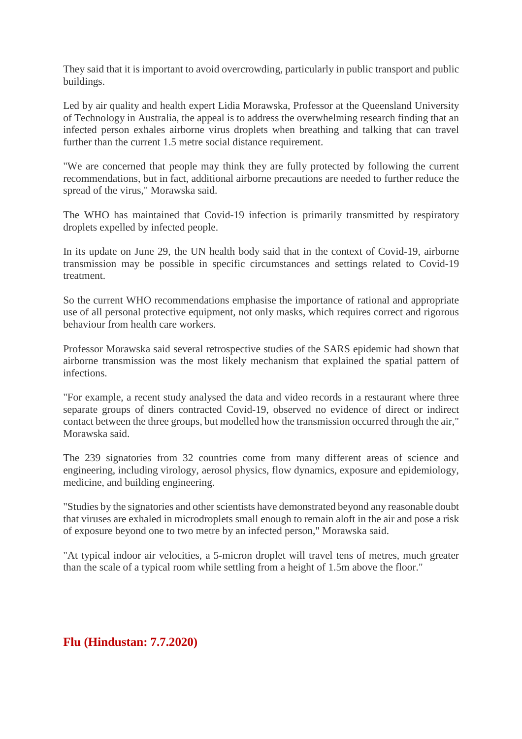They said that it is important to avoid overcrowding, particularly in public transport and public buildings.

Led by air quality and health expert Lidia Morawska, Professor at the Queensland University of Technology in Australia, the appeal is to address the overwhelming research finding that an infected person exhales airborne virus droplets when breathing and talking that can travel further than the current 1.5 metre social distance requirement.

"We are concerned that people may think they are fully protected by following the current recommendations, but in fact, additional airborne precautions are needed to further reduce the spread of the virus," Morawska said.

The WHO has maintained that Covid-19 infection is primarily transmitted by respiratory droplets expelled by infected people.

In its update on June 29, the UN health body said that in the context of Covid-19, airborne transmission may be possible in specific circumstances and settings related to Covid-19 treatment.

So the current WHO recommendations emphasise the importance of rational and appropriate use of all personal protective equipment, not only masks, which requires correct and rigorous behaviour from health care workers.

Professor Morawska said several retrospective studies of the SARS epidemic had shown that airborne transmission was the most likely mechanism that explained the spatial pattern of infections.

"For example, a recent study analysed the data and video records in a restaurant where three separate groups of diners contracted Covid-19, observed no evidence of direct or indirect contact between the three groups, but modelled how the transmission occurred through the air," Morawska said.

The 239 signatories from 32 countries come from many different areas of science and engineering, including virology, aerosol physics, flow dynamics, exposure and epidemiology, medicine, and building engineering.

"Studies by the signatories and other scientists have demonstrated beyond any reasonable doubt that viruses are exhaled in microdroplets small enough to remain aloft in the air and pose a risk of exposure beyond one to two metre by an infected person," Morawska said.

"At typical indoor air velocities, a 5-micron droplet will travel tens of metres, much greater than the scale of a typical room while settling from a height of 1.5m above the floor."

## Flu (Hindustan: 7.7.2020)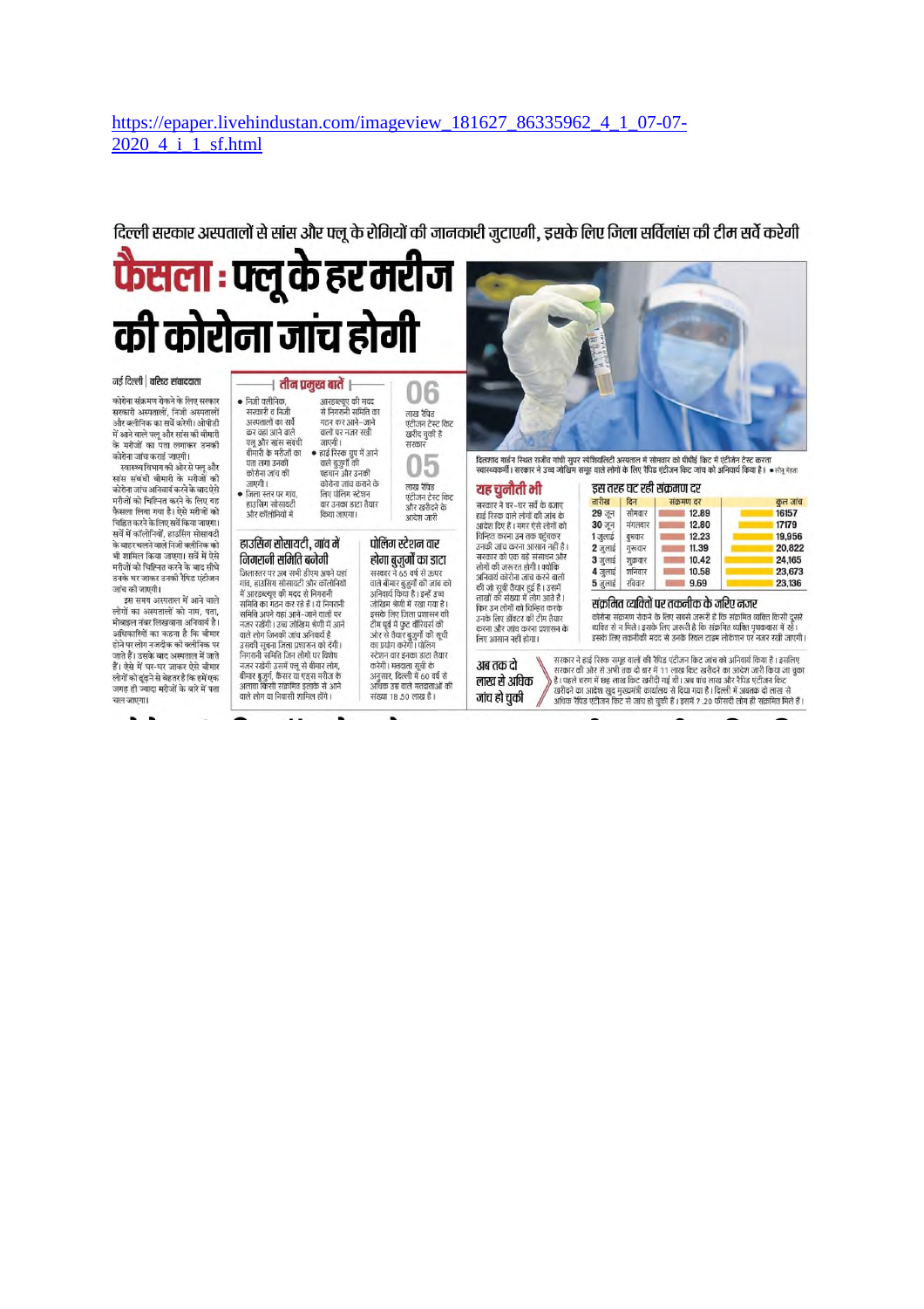https://epaper.livehindustan.com/imageview_181627_86335962_4_1_07-07-2020_4_i_1_sf.html

दिल्ली सरकार अस्पतालों से सांस और फ्लू के रोगियों की जानकारी जुटाएगी, इसके लिए जिला सर्विलांस की टीम सर्वे करेगी

# फैसला : फ्लू के हर मरीज की कोरोना जांच होगी

नई दिल्ली | वरिष्ठ संवाददाता

कोरोना संक्रमण रोकने के लिए सरकार सरकारी अस्पतालों, निजी अस्पतालों और क्लीनिक का सर्वे करेगी। ओपीडी में आने वाले फ्लू और सांस की बीमारी के मरीजों का पता लगाकर उनकी कोरोना जांच कराई जाएगी।

स्वास्थ्य विभाग की ओर से फ्लू और सांस संबंधी बीमारी के मरीजों की कोरोना जांच अनिवार्य करने के बाद ऐसे मरीजों को चिह्नित करने के लिए यह फैसला लिया गया है। ऐसे मरीजों को चिह्नित करने के लिए सर्वे किया जाएगा। सर्वे में कॉलोनियों, हाउसिंग सोसाइटी के बाहर चलने वाले निजी क्लीनिक को भी शामिल किया जाएगा। सर्वे में ऐसे मरीजों को चिह्नित करने के बाद सीधे उनके घर जाकर उनकी रैपिड एंटीजन जांच की जाएगी।

इस समय अस्पताल में आने वाले लोगों का अस्पतालों को नाम, पता, मोबाइल नंबर लिखवाना अनिवार्य है। अधिकारियों का कहना है कि बीमार होने पर लोग नजदीक की क्लीनिक पर जाते हैं। उसके बाद अस्पताल में जाते हैं। ऐसे में घर-घर जाकर ऐसे बीमार लोगों को ढूंढने से बेहतर है कि हमें एक जगह ही ज्यादा मरीजों के बारे में पता चल जाएगा।

## तीन प्रमुख बातें

- निजी क्लीनिक, सरकारी व निजी अस्पतालों का सर्वे कर वहां आने वाले फ्लू और सांस संबंधी बीमारी के मरीजों का पता लगा उनकी कोरोना जांच की जाएगी।
- जिला स्तर पर गांव, हाउसिंग सोसायटी और कॉलोनियों में आरडब्ल्यूए की मदद से निगरानी समिति का गठन कर आने-जाने वालों पर नजर रखी जाएगी।
- हाई रिस्क ग्रुप में आने वाले बुजुर्गों की पहचान और उनकी कोरोना जांच कराने के लिए पोलिंग स्टेशन वार उनका डाटा तैयार किया जाएगा।

**06** लाख रैपिड एंटीजन टेस्ट किट खरीद चुकी है सरकार

**05** लाख रैपिड एंटीजन टेस्ट किट और खरीदने के आदेश जारी

### हाउसिंग सोसायटी, गांव में निगरानी समिति बनेगी

जिलास्तर पर अब सभी टीम अपने यहां गांव, हाउसिंग सोसायटी और कॉलोनियों में आरडब्ल्यूए की मदद से निगरानी समिति का गठन कर रहे हैं। ये निगरानी समिति अपने यहां आने-जाने वालों पर नजर रखेंगी। उच्च जोखिम श्रेणी में आने वाले लोग जिनकी जांच अनिवार्य है उसकी सूचना जिला प्रशासन को देंगी। निगरानी समिति जिन लोगों पर विशेष नजर रखेगी उसमें फ्लू से बीमार लोग, बीमार बुजुर्ग, कैंसर या एड्स मरीज के अलावा किसी संक्रमित इलाके से आने वाले लोग या निवासी शामिल होंगे।

### पोलिंग स्टेशन वार होगा बुजुर्गों का डाटा

सरकार ने 65 वर्ष से ऊपर वाले बीमार बुजुर्गों की जांच को अनिवार्य किया है। इन्हें उच्च जोखिम श्रेणी में रखा गया है। इसके लिए जिला प्रशासन की टीम पूर्व में फूट वॉरियर्स की ओर से तैयार बुजुर्गों की सूची का प्रयोग करेगी। पोलिंग स्टेशन वार इनका डाटा तैयार करेगी। मतदाता सूची के अनुसार, दिल्ली में 60 वर्ष से अधिक उम्र वाले मतदाताओं की संख्या 18.50 लाख है।

दिलशाद गार्डन स्थित राजीव गांधी सुपर स्पेशियलिटी अस्पताल में सोमवार को पीपीई किट में एंटीजन टेस्ट करता स्वास्थ्यकर्मी। सरकार ने उच्च जोखिम समूह वाले लोगों के लिए रैपिड एंटीजन किट जांच को अनिवार्य किया है। • सोनू मेहता

### यह चुनौती भी

सरकार ने घर-घर सर्वे के बजाए हाई रिस्क वाले लोगों की जांच के आदेश दिए हैं। मगर ऐसे लोगों को चिह्नित करना उन तक पहुंचकर उनकी जांच करना आसान नहीं है। सरकार को एक बड़े संसाधन और लोगों की जरूरत होगी। क्योंकि अनिवार्य कोरोना जांच करने वाले की जो सूची तैयार हुई है। उसमें लाखों की संख्या में लोग आते हैं। फिर उन लोगों को चिह्नित करके उनके लिए डॉक्टर की टीम तैयार करना और जांच करना प्रशासन के लिए आसान नहीं होगा।

### इस तरह घट रही संक्रमण दर

| तारीख | दिन | संक्रमण दर | कुल जांच |
|---|---|---|---|
| 29 जून | सोमवार | 12.89 | 16157 |
| 30 जून | मंगलवार | 12.80 | 17179 |
| 1 जुलाई | बुधवार | 12.23 | 19,956 |
| 2 जुलाई | गुरुवार | 11.39 | 20,822 |
| 3 जुलाई | शुक्रवार | 10.42 | 24,165 |
| 4 जुलाई | शनिवार | 10.58 | 23,673 |
| 5 जुलाई | रविवार | 9.69 | 23,136 |

### संक्रमित व्यक्तियों पर तकनीक के जरिए नजर

कोरोना संक्रमण रोकने के लिए सबसे जरूरी है कि संक्रमित व्यक्ति किसी दूसरे व्यक्ति से न मिले। इसके लिए जरूरी है कि संक्रमित व्यक्ति पृथकवास में रहे। इसके लिए तकनीकी मदद से उनके रियल टाइम लोकेशन पर नजर रखी जाएगी।

### अब तक दो लाख से अधिक जांच हो चुकी

सरकार ने हाई रिस्क समूह वालों की रैपिड एंटीजन किट जांच को अनिवार्य किया है। इसलिए सरकार की ओर से अभी तक दो बार में 11 लाख किट खरीदने का आदेश जारी किया जा चुका है। पहले चरण में छह लाख किट खरीदी गई थी। अब पांच लाख और रैपिड एंटीजन किट खरीदने का आदेश खुद मुख्यमंत्री कार्यालय से दिया गया है। दिल्ली में अबतक दो लाख से अधिक रैपिड एंटीजन किट से जांच हो चुकी हैं। इसमें 7.20 फीसदी लोग ही संक्रमित मिले हैं।